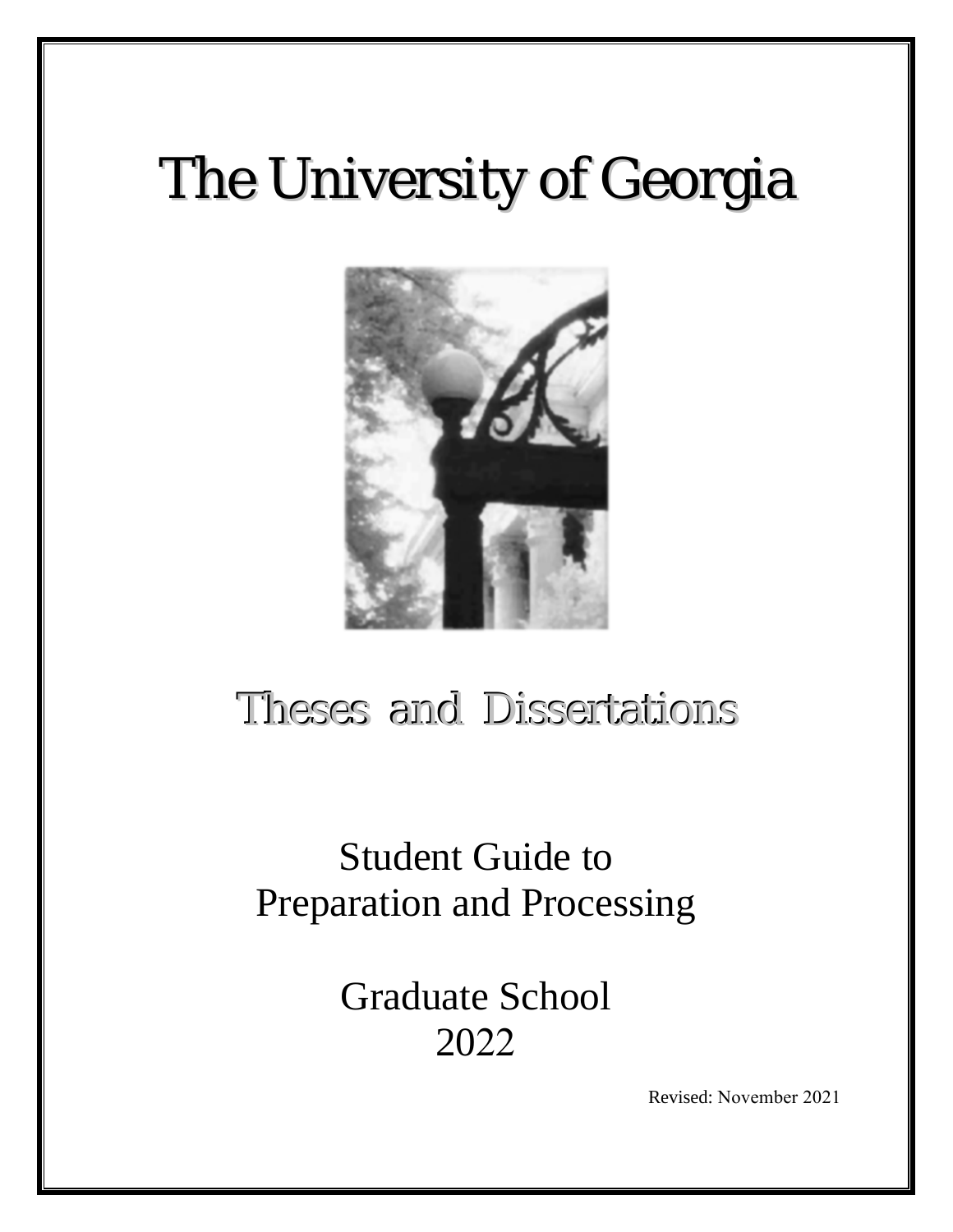# The University of Georgia

## Theses and Dissertations

Student Guide to
Preparation and Processing

Graduate School
2022

Revised: November 2021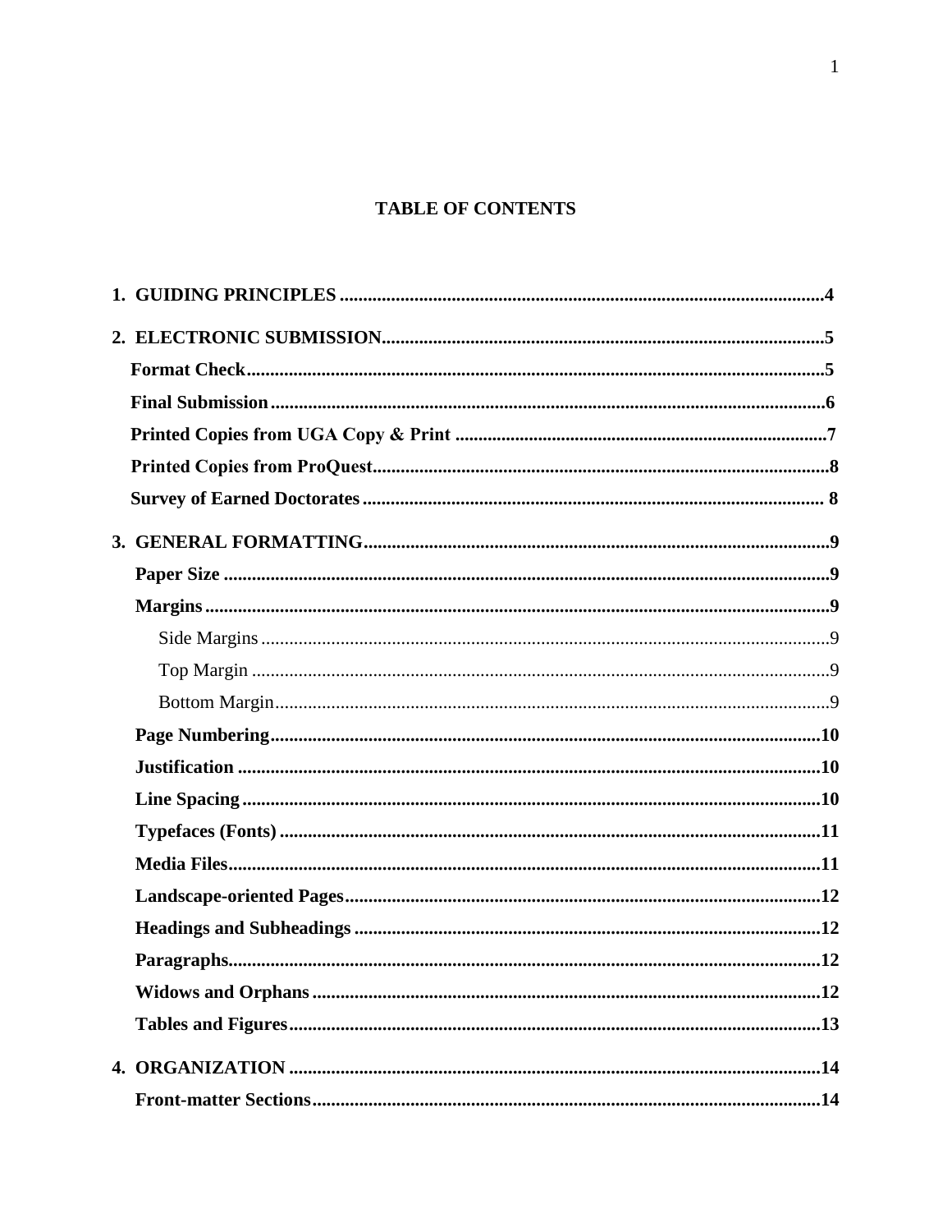# TABLE OF CONTENTS

**1. GUIDING PRINCIPLES** .......................................................................................................4

**2. ELECTRONIC SUBMISSION**..............................................................................................5

- **Format Check**..........................................................................................................5
- **Final Submission**......................................................................................................6
- **Printed Copies from UGA Copy & Print** ...............................................................................7
- **Printed Copies from ProQuest**.................................................................................................8
- **Survey of Earned Doctorates**.................................................................................................. 8

**3. GENERAL FORMATTING**..................................................................................................9

- **Paper Size** ................................................................................................................9
- **Margins**......................................................................................................................9
  - Side Margins ........................................................................................................9
  - Top Margin ..........................................................................................................9
  - Bottom Margin.....................................................................................................9
- **Page Numbering**.....................................................................................................10
- **Justification** ...........................................................................................................10
- **Line Spacing**...........................................................................................................10
- **Typefaces (Fonts)** ...................................................................................................11
- **Media Files**.............................................................................................................11
- **Landscape-oriented Pages**.....................................................................................12
- **Headings and Subheadings** ...................................................................................12
- **Paragraphs**..............................................................................................................12
- **Widows and Orphans** ............................................................................................12
- **Tables and Figures**.................................................................................................13

**4. ORGANIZATION** ................................................................................................................14

- **Front-matter Sections**............................................................................................14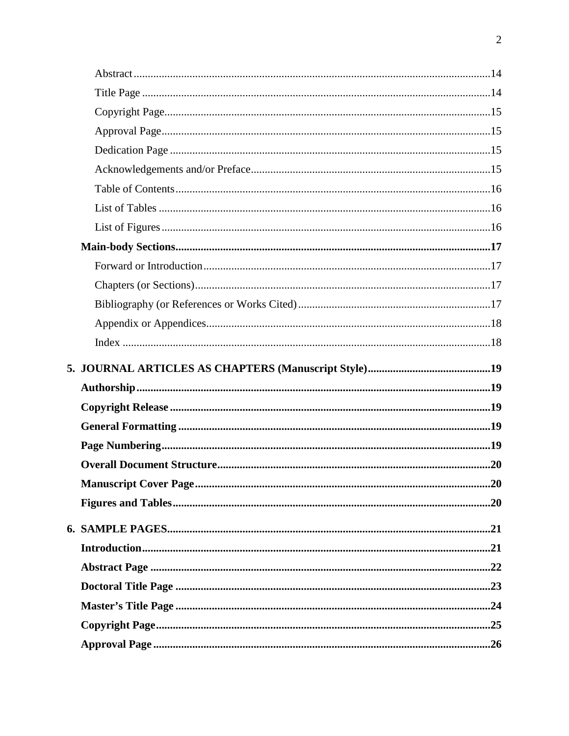Abstract ..........14

Title Page ..........14

Copyright Page ..........15

Approval Page ..........15

Dedication Page ..........15

Acknowledgements and/or Preface ..........15

Table of Contents ..........16

List of Tables ..........16

List of Figures ..........16

**Main-body Sections ..........17**

Forward or Introduction ..........17

Chapters (or Sections) ..........17

Bibliography (or References or Works Cited) ..........17

Appendix or Appendices ..........18

Index ..........18

**5. JOURNAL ARTICLES AS CHAPTERS (Manuscript Style) ..........19**

**Authorship ..........19**

**Copyright Release ..........19**

**General Formatting ..........19**

**Page Numbering ..........19**

**Overall Document Structure ..........20**

**Manuscript Cover Page ..........20**

**Figures and Tables ..........20**

**6. SAMPLE PAGES ..........21**

**Introduction ..........21**

**Abstract Page ..........22**

**Doctoral Title Page ..........23**

**Master's Title Page ..........24**

**Copyright Page ..........25**

**Approval Page ..........26**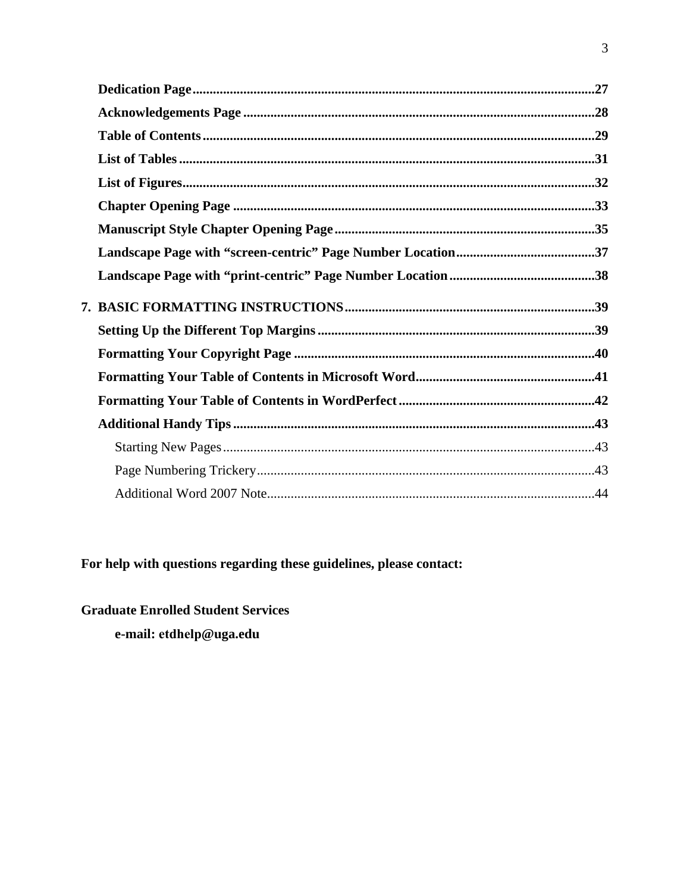**Dedication Page**......................................................................................................................27

**Acknowledgements Page** .......................................................................................................28

**Table of Contents**...................................................................................................................29

**List of Tables**.........................................................................................................................31

**List of Figures**.........................................................................................................................32

**Chapter Opening Page** ..........................................................................................................33

**Manuscript Style Chapter Opening Page**.............................................................................35

**Landscape Page with "screen-centric" Page Number Location**.........................................37

**Landscape Page with "print-centric" Page Number Location**...........................................38

**7. BASIC FORMATTING INSTRUCTIONS**.........................................................................39

**Setting Up the Different Top Margins**..................................................................................39

**Formatting Your Copyright Page** .........................................................................................40

**Formatting Your Table of Contents in Microsoft Word**....................................................41

**Formatting Your Table of Contents in WordPerfect**.........................................................42

**Additional Handy Tips**..........................................................................................................43

Starting New Pages.............................................................................................................43

Page Numbering Trickery...................................................................................................43

Additional Word 2007 Note................................................................................................44

**For help with questions regarding these guidelines, please contact:**

**Graduate Enrolled Student Services**

**e-mail: etdhelp@uga.edu**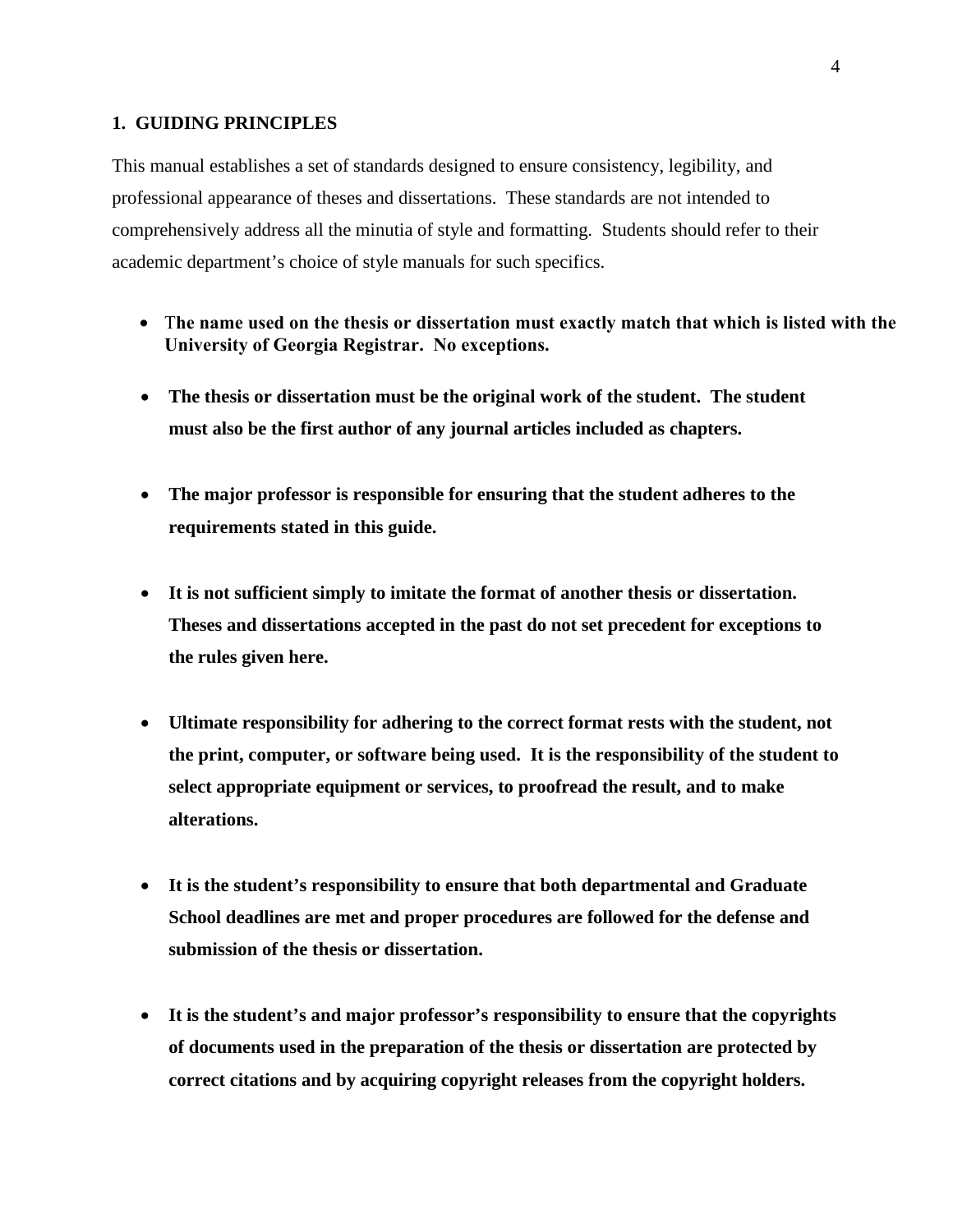## 1. GUIDING PRINCIPLES

This manual establishes a set of standards designed to ensure consistency, legibility, and professional appearance of theses and dissertations. These standards are not intended to comprehensively address all the minutia of style and formatting. Students should refer to their academic department's choice of style manuals for such specifics.

- **The name used on the thesis or dissertation must exactly match that which is listed with the University of Georgia Registrar. No exceptions.**
- **The thesis or dissertation must be the original work of the student. The student must also be the first author of any journal articles included as chapters.**
- **The major professor is responsible for ensuring that the student adheres to the requirements stated in this guide.**
- **It is not sufficient simply to imitate the format of another thesis or dissertation. Theses and dissertations accepted in the past do not set precedent for exceptions to the rules given here.**
- **Ultimate responsibility for adhering to the correct format rests with the student, not the print, computer, or software being used. It is the responsibility of the student to select appropriate equipment or services, to proofread the result, and to make alterations.**
- **It is the student's responsibility to ensure that both departmental and Graduate School deadlines are met and proper procedures are followed for the defense and submission of the thesis or dissertation.**
- **It is the student's and major professor's responsibility to ensure that the copyrights of documents used in the preparation of the thesis or dissertation are protected by correct citations and by acquiring copyright releases from the copyright holders.**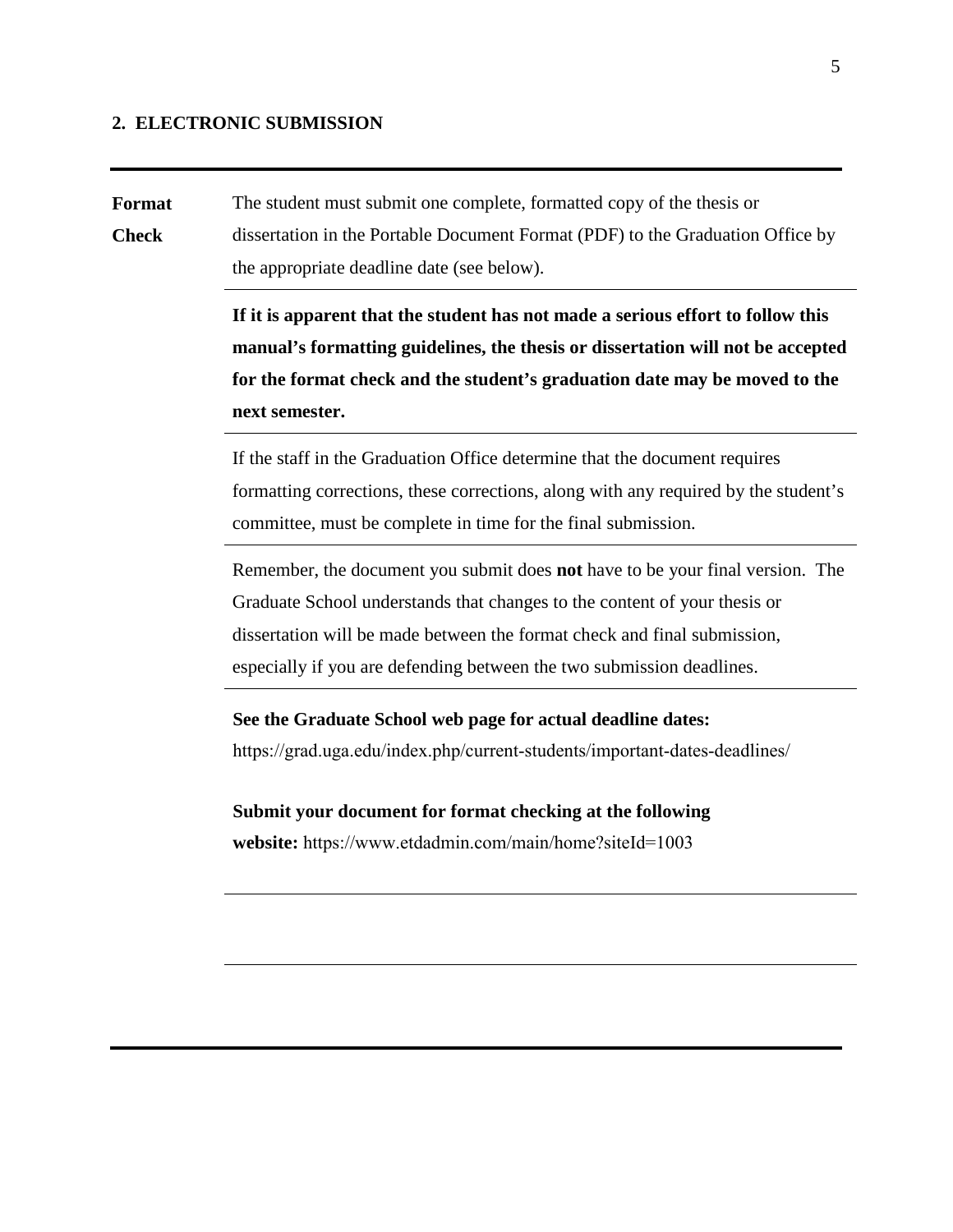## 2. ELECTRONIC SUBMISSION

**Format Check**

The student must submit one complete, formatted copy of the thesis or dissertation in the Portable Document Format (PDF) to the Graduation Office by the appropriate deadline date (see below).

**If it is apparent that the student has not made a serious effort to follow this manual's formatting guidelines, the thesis or dissertation will not be accepted for the format check and the student's graduation date may be moved to the next semester.**

If the staff in the Graduation Office determine that the document requires formatting corrections, these corrections, along with any required by the student's committee, must be complete in time for the final submission.

Remember, the document you submit does **not** have to be your final version. The Graduate School understands that changes to the content of your thesis or dissertation will be made between the format check and final submission, especially if you are defending between the two submission deadlines.

**See the Graduate School web page for actual deadline dates:**
https://grad.uga.edu/index.php/current-students/important-dates-deadlines/

**Submit your document for format checking at the following website:** https://www.etdadmin.com/main/home?siteId=1003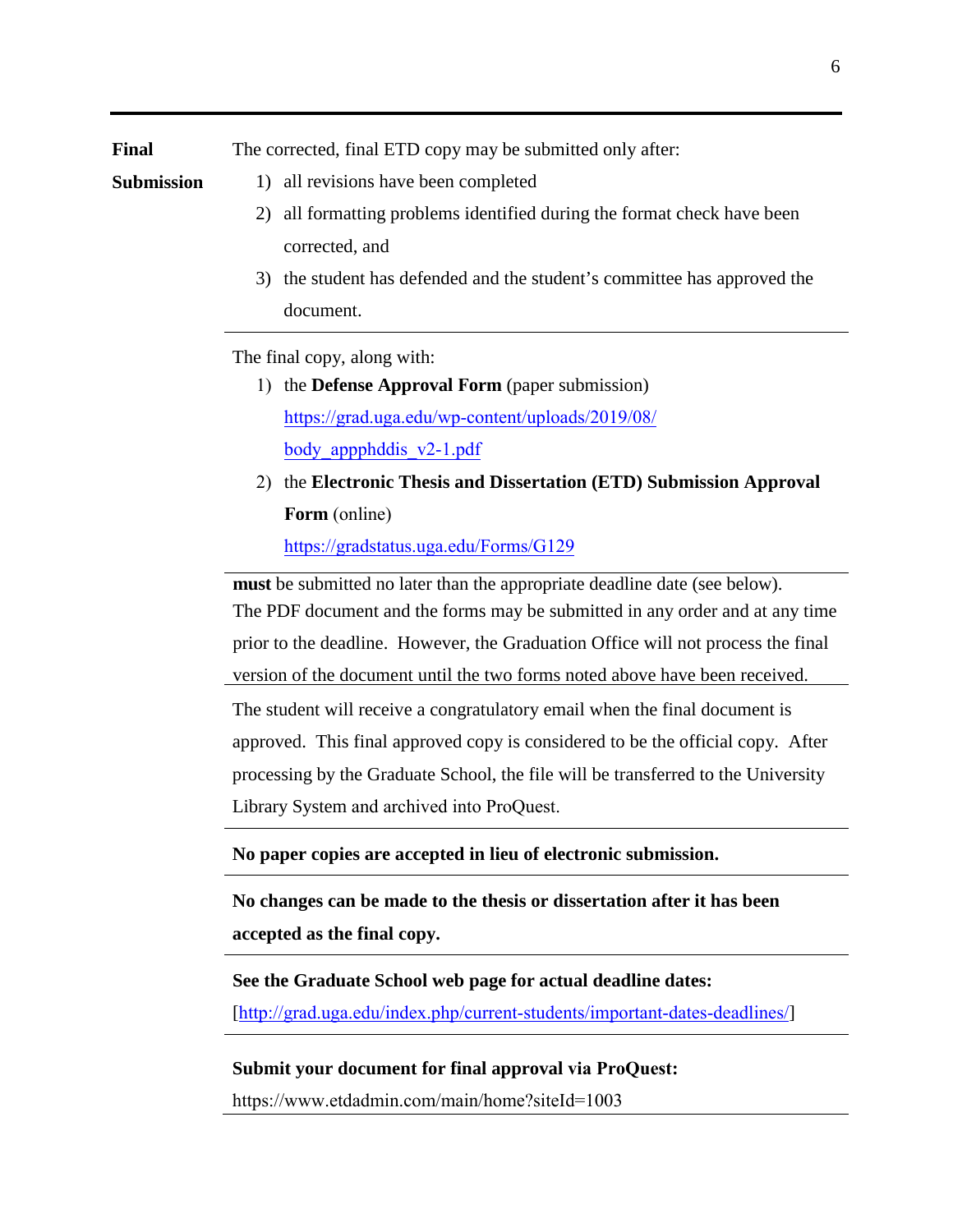**Final Submission**

The corrected, final ETD copy may be submitted only after:

1) all revisions have been completed
2) all formatting problems identified during the format check have been corrected, and
3) the student has defended and the student's committee has approved the document.

---

The final copy, along with:

1) the **Defense Approval Form** (paper submission) https://grad.uga.edu/wp-content/uploads/2019/08/body_appphddis_v2-1.pdf
2) the **Electronic Thesis and Dissertation (ETD) Submission Approval Form** (online) https://gradstatus.uga.edu/Forms/G129

---

**must** be submitted no later than the appropriate deadline date (see below). The PDF document and the forms may be submitted in any order and at any time prior to the deadline. However, the Graduation Office will not process the final version of the document until the two forms noted above have been received.

---

The student will receive a congratulatory email when the final document is approved. This final approved copy is considered to be the official copy. After processing by the Graduate School, the file will be transferred to the University Library System and archived into ProQuest.

---

**No paper copies are accepted in lieu of electronic submission.**

---

**No changes can be made to the thesis or dissertation after it has been accepted as the final copy.**

---

**See the Graduate School web page for actual deadline dates:**

[http://grad.uga.edu/index.php/current-students/important-dates-deadlines/]

---

**Submit your document for final approval via ProQuest:**

https://www.etdadmin.com/main/home?siteId=1003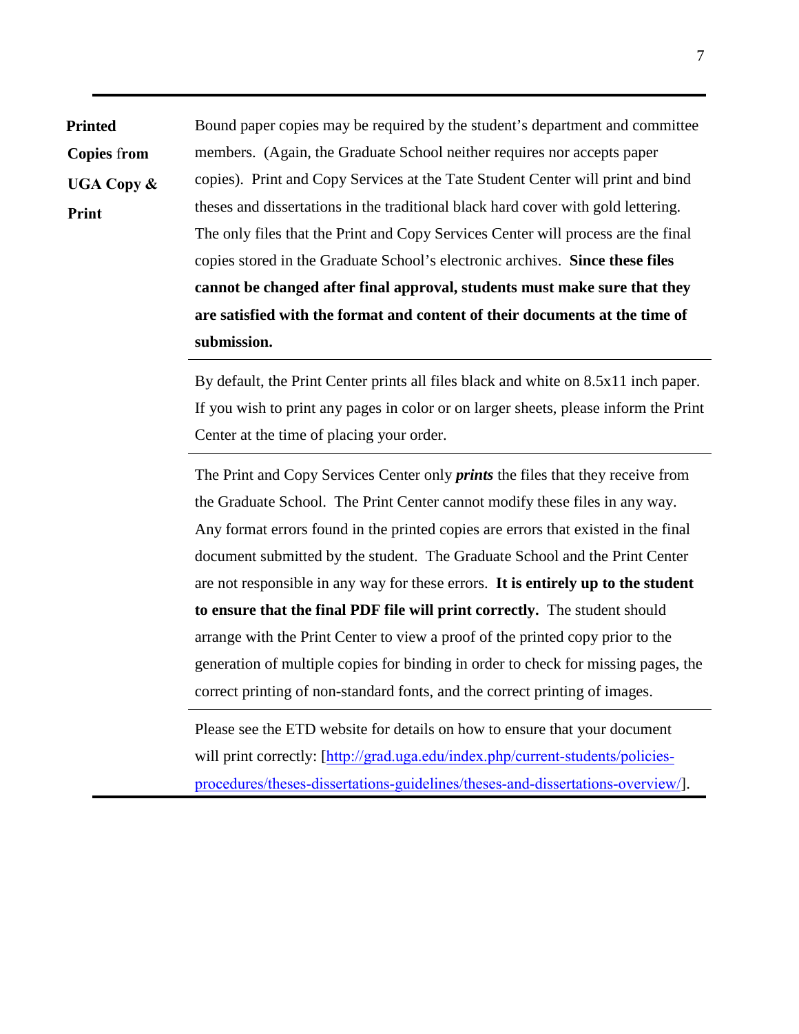**Printed Copies from UGA Copy & Print**

Bound paper copies may be required by the student's department and committee members. (Again, the Graduate School neither requires nor accepts paper copies). Print and Copy Services at the Tate Student Center will print and bind theses and dissertations in the traditional black hard cover with gold lettering. The only files that the Print and Copy Services Center will process are the final copies stored in the Graduate School's electronic archives. **Since these files cannot be changed after final approval, students must make sure that they are satisfied with the format and content of their documents at the time of submission.**

By default, the Print Center prints all files black and white on 8.5x11 inch paper. If you wish to print any pages in color or on larger sheets, please inform the Print Center at the time of placing your order.

The Print and Copy Services Center only ***prints*** the files that they receive from the Graduate School. The Print Center cannot modify these files in any way. Any format errors found in the printed copies are errors that existed in the final document submitted by the student. The Graduate School and the Print Center are not responsible in any way for these errors. **It is entirely up to the student to ensure that the final PDF file will print correctly.** The student should arrange with the Print Center to view a proof of the printed copy prior to the generation of multiple copies for binding in order to check for missing pages, the correct printing of non-standard fonts, and the correct printing of images.

Please see the ETD website for details on how to ensure that your document will print correctly: [http://grad.uga.edu/index.php/current-students/policies-procedures/theses-dissertations-guidelines/theses-and-dissertations-overview/].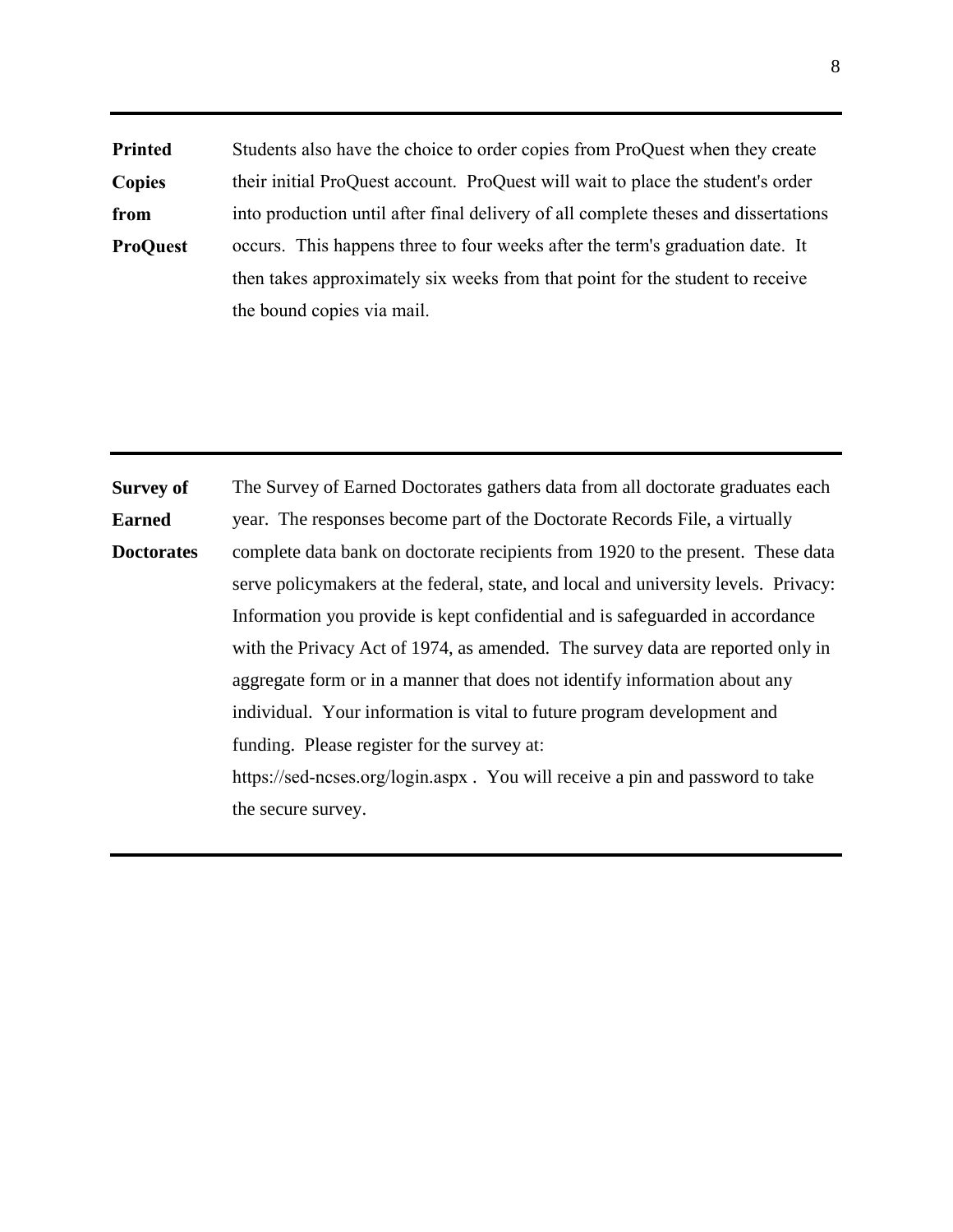---

**Printed Copies from ProQuest**

Students also have the choice to order copies from ProQuest when they create their initial ProQuest account. ProQuest will wait to place the student's order into production until after final delivery of all complete theses and dissertations occurs. This happens three to four weeks after the term's graduation date. It then takes approximately six weeks from that point for the student to receive the bound copies via mail.

---

**Survey of Earned Doctorates**

The Survey of Earned Doctorates gathers data from all doctorate graduates each year. The responses become part of the Doctorate Records File, a virtually complete data bank on doctorate recipients from 1920 to the present. These data serve policymakers at the federal, state, and local and university levels. Privacy: Information you provide is kept confidential and is safeguarded in accordance with the Privacy Act of 1974, as amended. The survey data are reported only in aggregate form or in a manner that does not identify information about any individual. Your information is vital to future program development and funding. Please register for the survey at: https://sed-ncses.org/login.aspx . You will receive a pin and password to take the secure survey.

---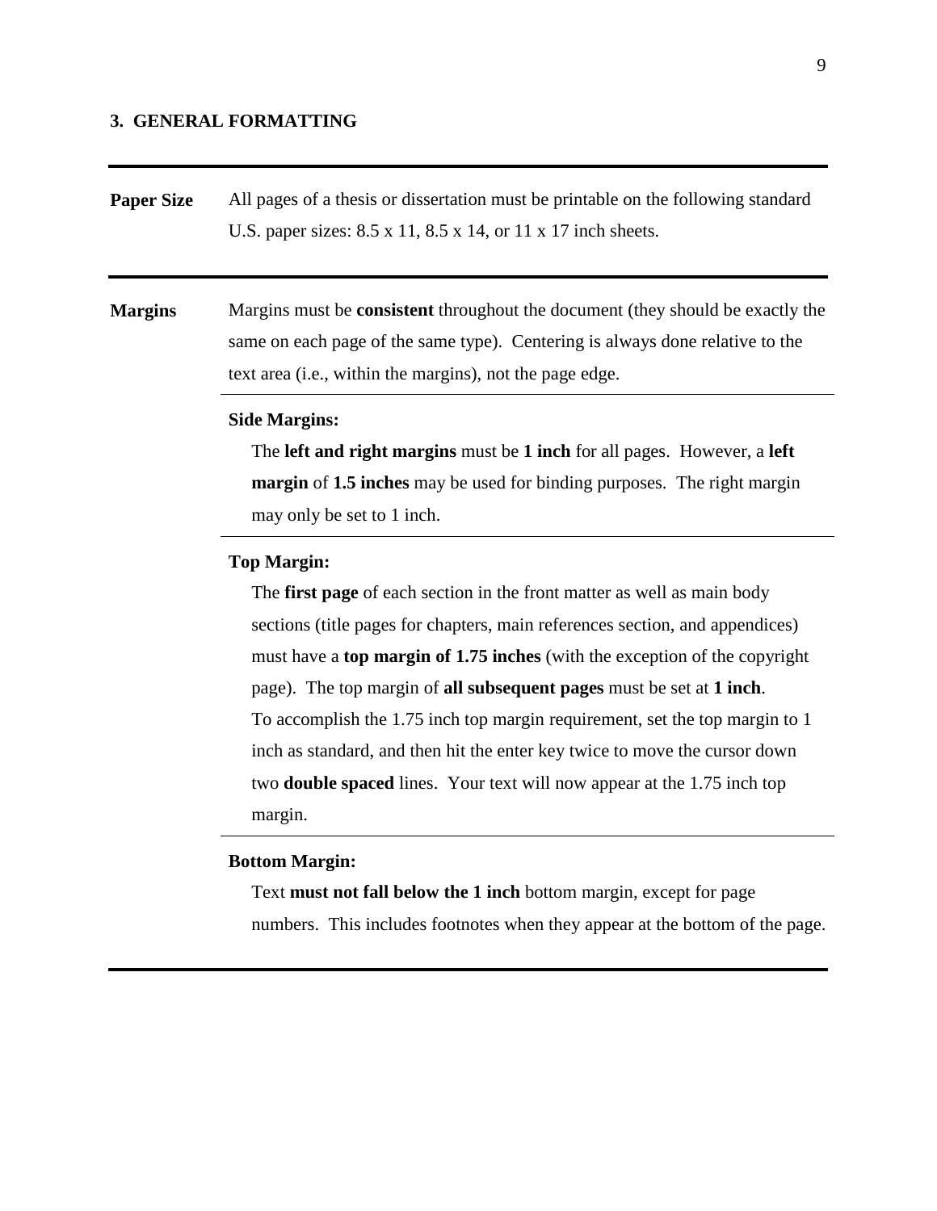## 3. GENERAL FORMATTING

**Paper Size**

All pages of a thesis or dissertation must be printable on the following standard U.S. paper sizes: 8.5 x 11, 8.5 x 14, or 11 x 17 inch sheets.

**Margins**

Margins must be **consistent** throughout the document (they should be exactly the same on each page of the same type). Centering is always done relative to the text area (i.e., within the margins), not the page edge.

**Side Margins:**

The **left and right margins** must be **1 inch** for all pages. However, a **left margin** of **1.5 inches** may be used for binding purposes. The right margin may only be set to 1 inch.

**Top Margin:**

The **first page** of each section in the front matter as well as main body sections (title pages for chapters, main references section, and appendices) must have a **top margin of 1.75 inches** (with the exception of the copyright page). The top margin of **all subsequent pages** must be set at **1 inch**. To accomplish the 1.75 inch top margin requirement, set the top margin to 1 inch as standard, and then hit the enter key twice to move the cursor down two **double spaced** lines. Your text will now appear at the 1.75 inch top margin.

**Bottom Margin:**

Text **must not fall below the 1 inch** bottom margin, except for page numbers. This includes footnotes when they appear at the bottom of the page.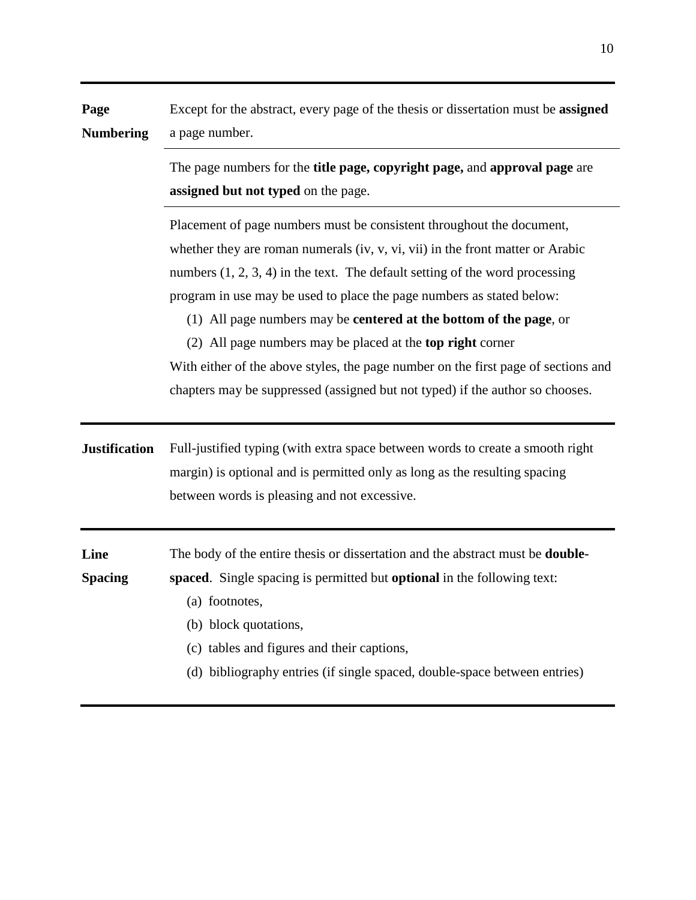**Page Numbering**

Except for the abstract, every page of the thesis or dissertation must be **assigned** a page number.

The page numbers for the **title page, copyright page,** and **approval page** are **assigned but not typed** on the page.

Placement of page numbers must be consistent throughout the document, whether they are roman numerals (iv, v, vi, vii) in the front matter or Arabic numbers (1, 2, 3, 4) in the text. The default setting of the word processing program in use may be used to place the page numbers as stated below:

(1) All page numbers may be **centered at the bottom of the page**, or

(2) All page numbers may be placed at the **top right** corner

With either of the above styles, the page number on the first page of sections and chapters may be suppressed (assigned but not typed) if the author so chooses.

---

**Justification**

Full-justified typing (with extra space between words to create a smooth right margin) is optional and is permitted only as long as the resulting spacing between words is pleasing and not excessive.

---

**Line Spacing**

The body of the entire thesis or dissertation and the abstract must be **double-spaced**. Single spacing is permitted but **optional** in the following text:

(a) footnotes,

(b) block quotations,

(c) tables and figures and their captions,

(d) bibliography entries (if single spaced, double-space between entries)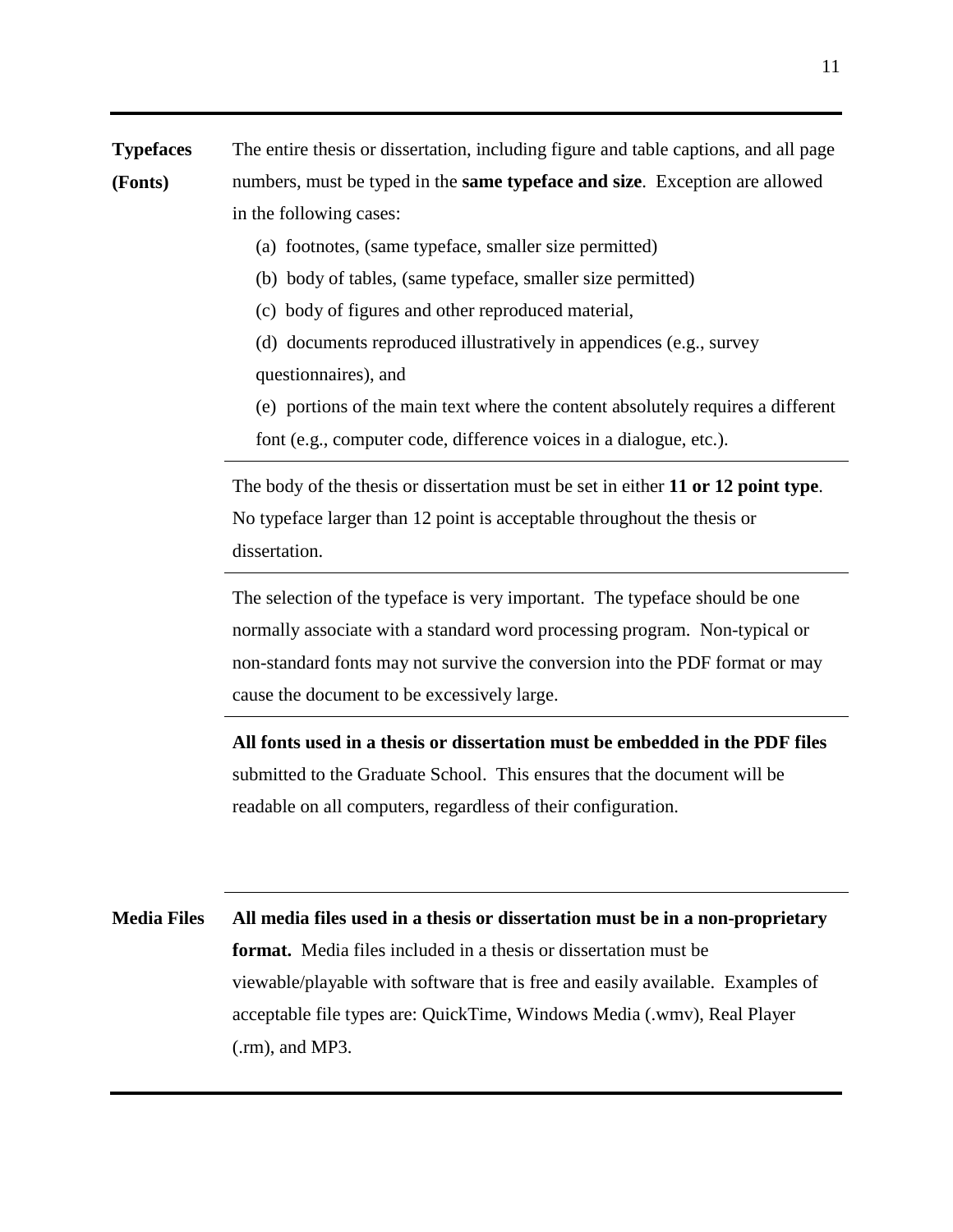**Typefaces (Fonts)**

The entire thesis or dissertation, including figure and table captions, and all page numbers, must be typed in the **same typeface and size**. Exception are allowed in the following cases:

(a) footnotes, (same typeface, smaller size permitted)

(b) body of tables, (same typeface, smaller size permitted)

(c) body of figures and other reproduced material,

(d) documents reproduced illustratively in appendices (e.g., survey questionnaires), and

(e) portions of the main text where the content absolutely requires a different font (e.g., computer code, difference voices in a dialogue, etc.).

---

The body of the thesis or dissertation must be set in either **11 or 12 point type**. No typeface larger than 12 point is acceptable throughout the thesis or dissertation.

---

The selection of the typeface is very important. The typeface should be one normally associate with a standard word processing program. Non-typical or non-standard fonts may not survive the conversion into the PDF format or may cause the document to be excessively large.

---

**All fonts used in a thesis or dissertation must be embedded in the PDF files** submitted to the Graduate School. This ensures that the document will be readable on all computers, regardless of their configuration.

---

**Media Files**

**All media files used in a thesis or dissertation must be in a non-proprietary format.** Media files included in a thesis or dissertation must be viewable/playable with software that is free and easily available. Examples of acceptable file types are: QuickTime, Windows Media (.wmv), Real Player (.rm), and MP3.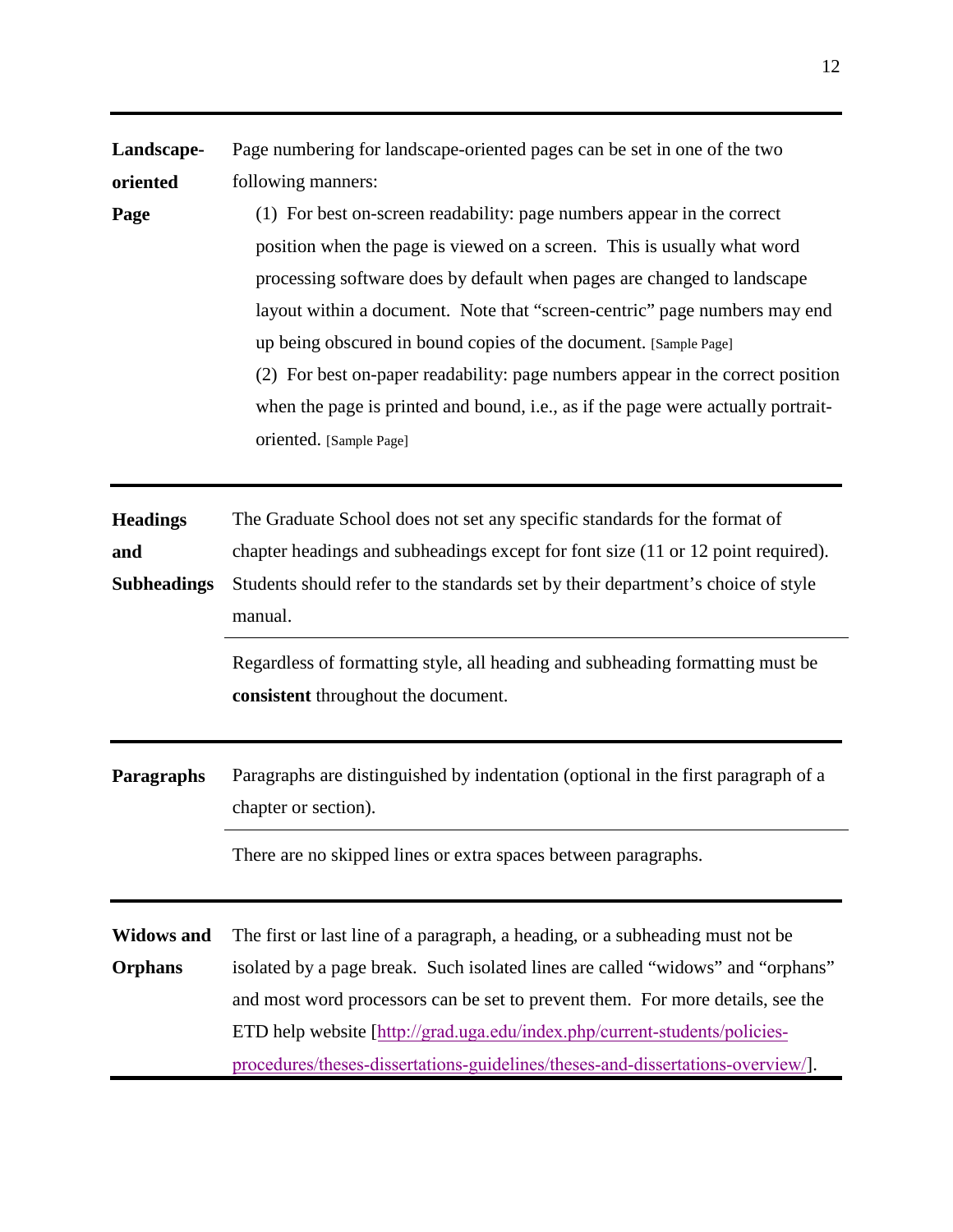| | |
|---|---|
| **Landscape-oriented Page** | Page numbering for landscape-oriented pages can be set in one of the two following manners:<br>(1) For best on-screen readability: page numbers appear in the correct position when the page is viewed on a screen. This is usually what word processing software does by default when pages are changed to landscape layout within a document. Note that "screen-centric" page numbers may end up being obscured in bound copies of the document. [Sample Page]<br>(2) For best on-paper readability: page numbers appear in the correct position when the page is printed and bound, i.e., as if the page were actually portrait-oriented. [Sample Page] |
| **Headings and Subheadings** | The Graduate School does not set any specific standards for the format of chapter headings and subheadings except for font size (11 or 12 point required). Students should refer to the standards set by their department's choice of style manual. |
| | Regardless of formatting style, all heading and subheading formatting must be **consistent** throughout the document. |
| **Paragraphs** | Paragraphs are distinguished by indentation (optional in the first paragraph of a chapter or section). |
| | There are no skipped lines or extra spaces between paragraphs. |
| **Widows and Orphans** | The first or last line of a paragraph, a heading, or a subheading must not be isolated by a page break. Such isolated lines are called "widows" and "orphans" and most word processors can be set to prevent them. For more details, see the ETD help website [http://grad.uga.edu/index.php/current-students/policies-procedures/theses-dissertations-guidelines/theses-and-dissertations-overview/]. |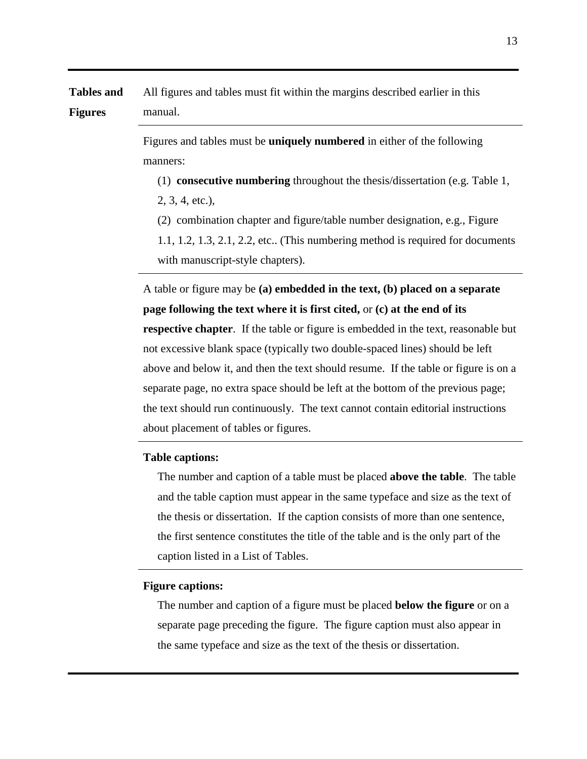## Tables and Figures

All figures and tables must fit within the margins described earlier in this manual.

Figures and tables must be **uniquely numbered** in either of the following manners:

(1) **consecutive numbering** throughout the thesis/dissertation (e.g. Table 1, 2, 3, 4, etc.),

(2) combination chapter and figure/table number designation, e.g., Figure 1.1, 1.2, 1.3, 2.1, 2.2, etc.. (This numbering method is required for documents with manuscript-style chapters).

A table or figure may be **(a) embedded in the text, (b) placed on a separate page following the text where it is first cited,** or **(c) at the end of its respective chapter**. If the table or figure is embedded in the text, reasonable but not excessive blank space (typically two double-spaced lines) should be left above and below it, and then the text should resume. If the table or figure is on a separate page, no extra space should be left at the bottom of the previous page; the text should run continuously. The text cannot contain editorial instructions about placement of tables or figures.

**Table captions:**

The number and caption of a table must be placed **above the table**. The table and the table caption must appear in the same typeface and size as the text of the thesis or dissertation. If the caption consists of more than one sentence, the first sentence constitutes the title of the table and is the only part of the caption listed in a List of Tables.

**Figure captions:**

The number and caption of a figure must be placed **below the figure** or on a separate page preceding the figure. The figure caption must also appear in the same typeface and size as the text of the thesis or dissertation.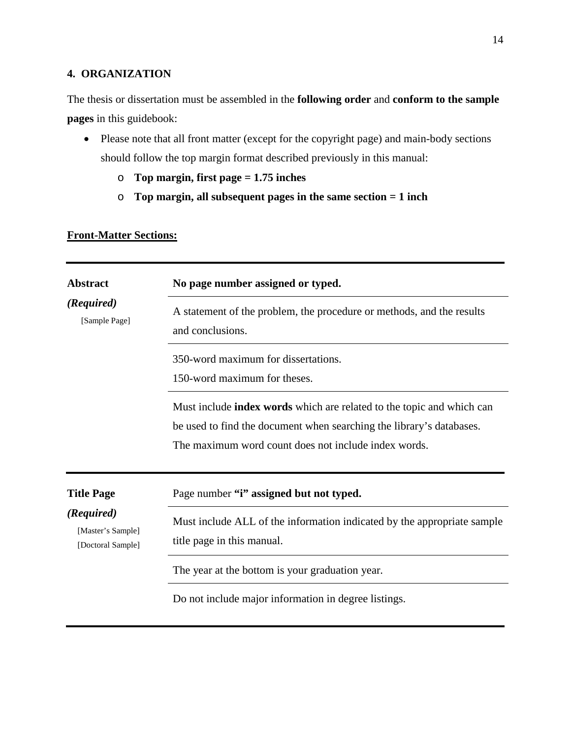## 4. ORGANIZATION

The thesis or dissertation must be assembled in the **following order** and **conform to the sample pages** in this guidebook:

- Please note that all front matter (except for the copyright page) and main-body sections should follow the top margin format described previously in this manual:
  - **Top margin, first page = 1.75 inches**
  - **Top margin, all subsequent pages in the same section = 1 inch**

**Front-Matter Sections:**

| | |
|---|---|
| **Abstract** *(Required)* [Sample Page] | **No page number assigned or typed.** |
| | A statement of the problem, the procedure or methods, and the results and conclusions. |
| | 350-word maximum for dissertations. 150-word maximum for theses. |
| | Must include **index words** which are related to the topic and which can be used to find the document when searching the library's databases. The maximum word count does not include index words. |
| **Title Page** *(Required)* [Master's Sample] [Doctoral Sample] | Page number **"i" assigned but not typed.** |
| | Must include ALL of the information indicated by the appropriate sample title page in this manual. |
| | The year at the bottom is your graduation year. |
| | Do not include major information in degree listings. |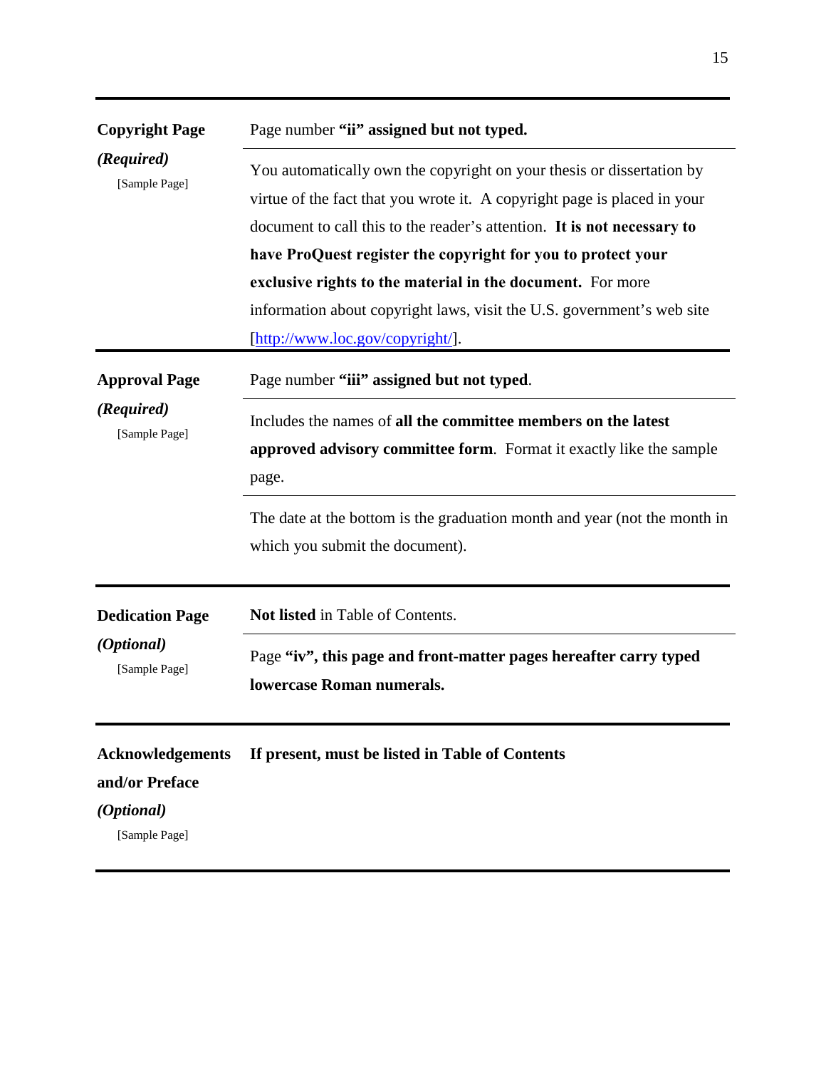| | |
|---|---|
| **Copyright Page** *(Required)* [Sample Page] | Page number **"ii" assigned but not typed.** |
| | You automatically own the copyright on your thesis or dissertation by virtue of the fact that you wrote it. A copyright page is placed in your document to call this to the reader's attention. **It is not necessary to have ProQuest register the copyright for you to protect your exclusive rights to the material in the document.** For more information about copyright laws, visit the U.S. government's web site [http://www.loc.gov/copyright/]. |
| **Approval Page** *(Required)* [Sample Page] | Page number **"iii" assigned but not typed**. |
| | Includes the names of **all the committee members on the latest approved advisory committee form**. Format it exactly like the sample page. |
| | The date at the bottom is the graduation month and year (not the month in which you submit the document). |
| **Dedication Page** *(Optional)* [Sample Page] | **Not listed** in Table of Contents. |
| | Page **"iv", this page and front-matter pages hereafter carry typed lowercase Roman numerals.** |
| **Acknowledgements and/or Preface** *(Optional)* [Sample Page] | **If present, must be listed in Table of Contents** |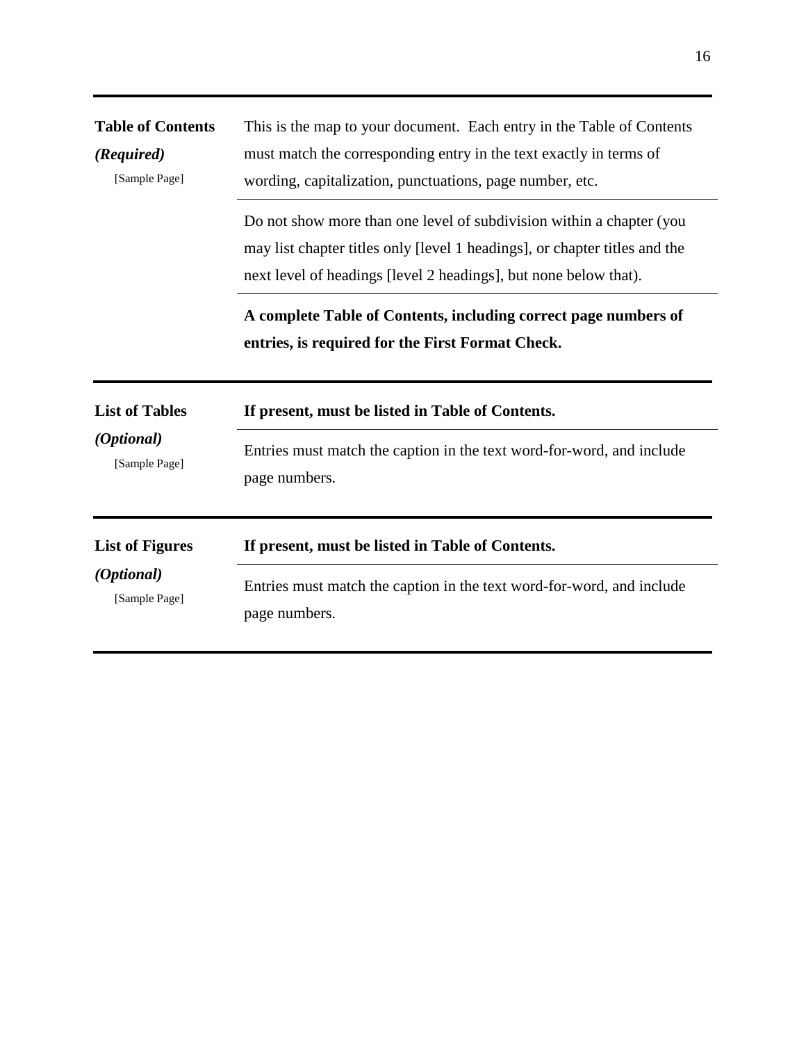| | |
|---|---|
| **Table of Contents**<br>***(Required)***<br>[Sample Page] | This is the map to your document. Each entry in the Table of Contents must match the corresponding entry in the text exactly in terms of wording, capitalization, punctuations, page number, etc. |
| | Do not show more than one level of subdivision within a chapter (you may list chapter titles only [level 1 headings], or chapter titles and the next level of headings [level 2 headings], but none below that). |
| | **A complete Table of Contents, including correct page numbers of entries, is required for the First Format Check.** |
| **List of Tables**<br>***(Optional)***<br>[Sample Page] | **If present, must be listed in Table of Contents.** |
| | Entries must match the caption in the text word-for-word, and include page numbers. |
| **List of Figures**<br>***(Optional)***<br>[Sample Page] | **If present, must be listed in Table of Contents.** |
| | Entries must match the caption in the text word-for-word, and include page numbers. |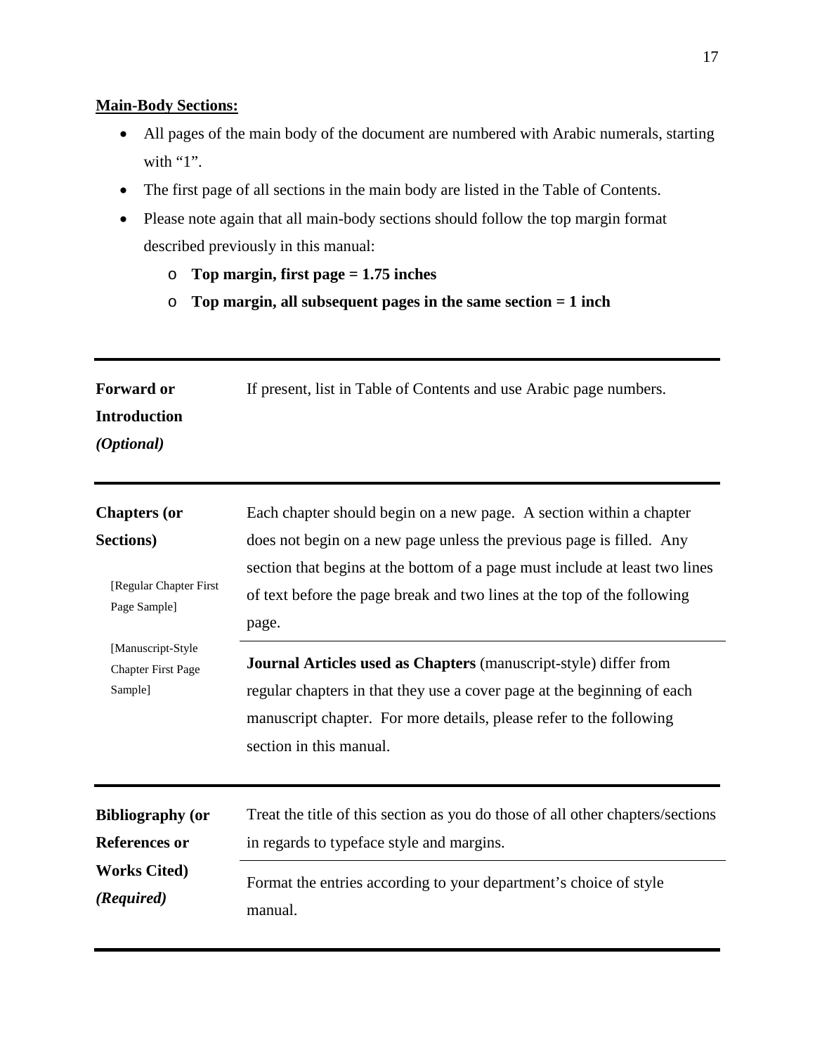**Main-Body Sections:**

- All pages of the main body of the document are numbered with Arabic numerals, starting with "1".
- The first page of all sections in the main body are listed in the Table of Contents.
- Please note again that all main-body sections should follow the top margin format described previously in this manual:
  - **Top margin, first page = 1.75 inches**
  - **Top margin, all subsequent pages in the same section = 1 inch**

| | |
|---|---|
| **Forward or Introduction** ***(Optional)*** | If present, list in Table of Contents and use Arabic page numbers. |
| **Chapters (or Sections)**<br><br>[Regular Chapter First Page Sample]<br><br>[Manuscript-Style Chapter First Page Sample] | Each chapter should begin on a new page. A section within a chapter does not begin on a new page unless the previous page is filled. Any section that begins at the bottom of a page must include at least two lines of text before the page break and two lines at the top of the following page.<br><br>**Journal Articles used as Chapters** (manuscript-style) differ from regular chapters in that they use a cover page at the beginning of each manuscript chapter. For more details, please refer to the following section in this manual. |
| **Bibliography (or References or Works Cited)** ***(Required)*** | Treat the title of this section as you do those of all other chapters/sections in regards to typeface style and margins.<br><br>Format the entries according to your department's choice of style manual. |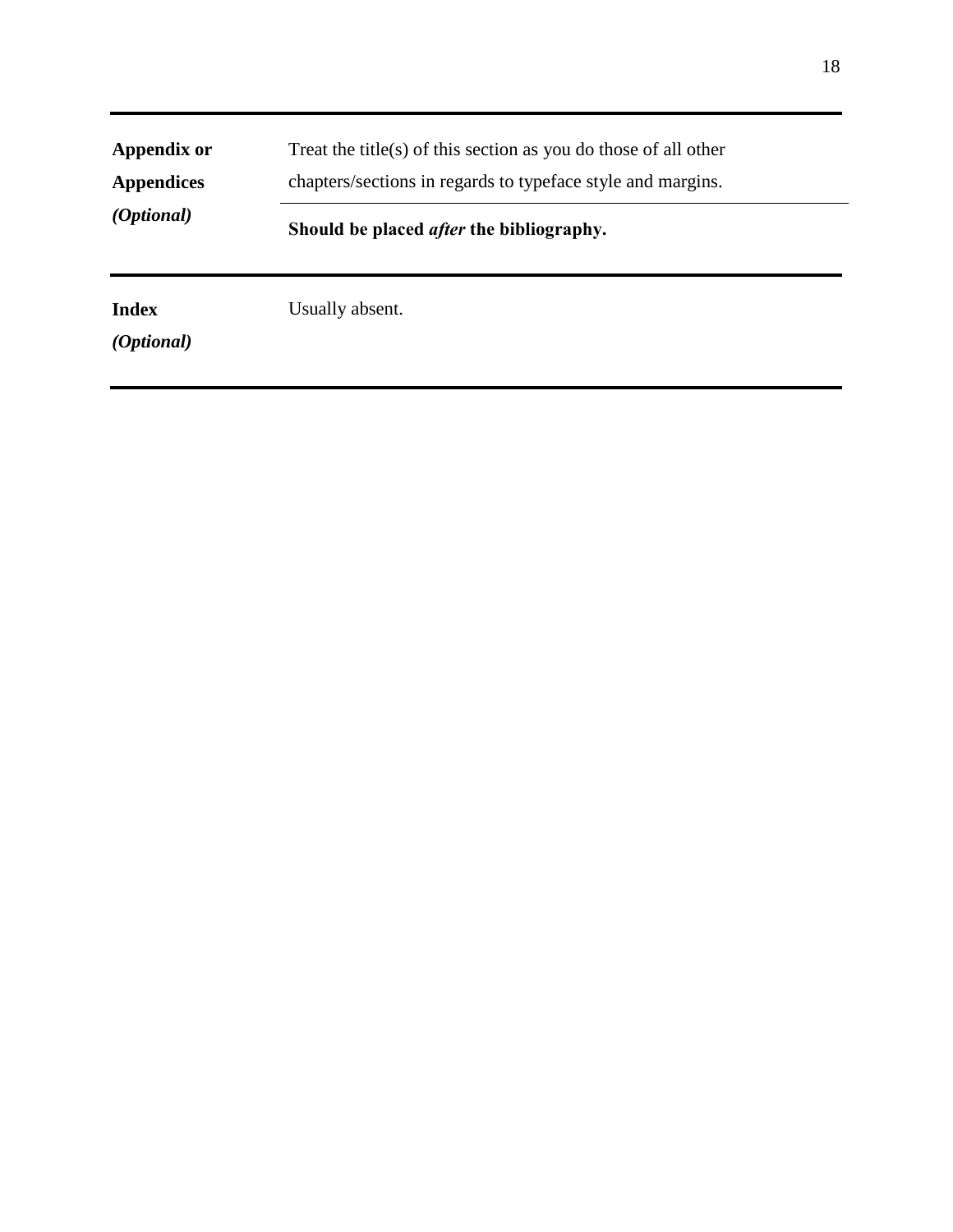| | |
|---|---|
| **Appendix or Appendices** ***(Optional)*** | Treat the title(s) of this section as you do those of all other chapters/sections in regards to typeface style and margins. |
| | **Should be placed *after* the bibliography.** |
| **Index** ***(Optional)*** | Usually absent. |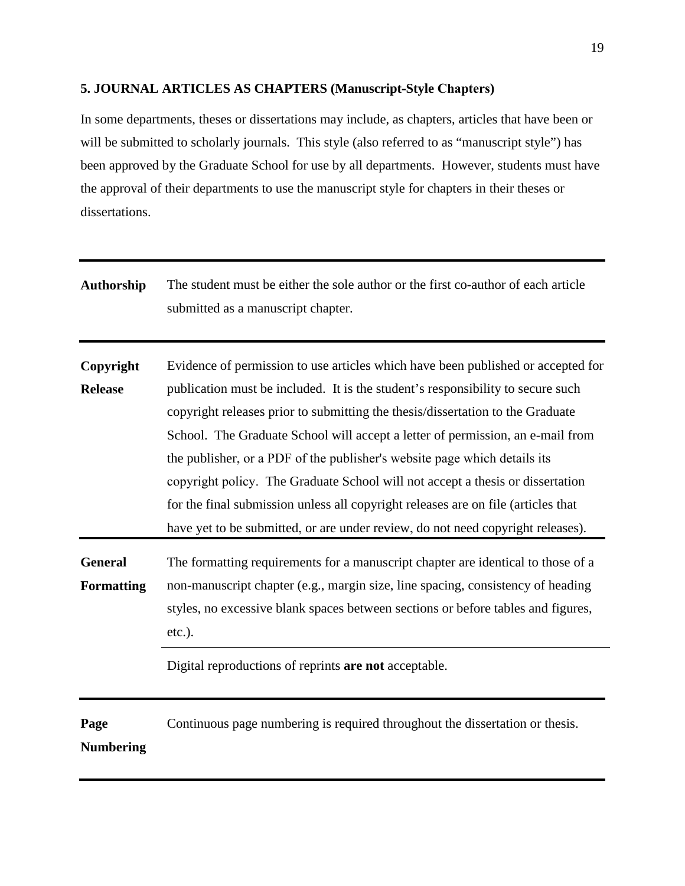## 5. JOURNAL ARTICLES AS CHAPTERS (Manuscript-Style Chapters)

In some departments, theses or dissertations may include, as chapters, articles that have been or will be submitted to scholarly journals. This style (also referred to as "manuscript style") has been approved by the Graduate School for use by all departments. However, students must have the approval of their departments to use the manuscript style for chapters in their theses or dissertations.

| | |
|---|---|
| **Authorship** | The student must be either the sole author or the first co-author of each article submitted as a manuscript chapter. |
| **Copyright Release** | Evidence of permission to use articles which have been published or accepted for publication must be included. It is the student's responsibility to secure such copyright releases prior to submitting the thesis/dissertation to the Graduate School. The Graduate School will accept a letter of permission, an e-mail from the publisher, or a PDF of the publisher's website page which details its copyright policy. The Graduate School will not accept a thesis or dissertation for the final submission unless all copyright releases are on file (articles that have yet to be submitted, or are under review, do not need copyright releases). |
| **General Formatting** | The formatting requirements for a manuscript chapter are identical to those of a non-manuscript chapter (e.g., margin size, line spacing, consistency of heading styles, no excessive blank spaces between sections or before tables and figures, etc.). |
| | Digital reproductions of reprints **are not** acceptable. |
| **Page Numbering** | Continuous page numbering is required throughout the dissertation or thesis. |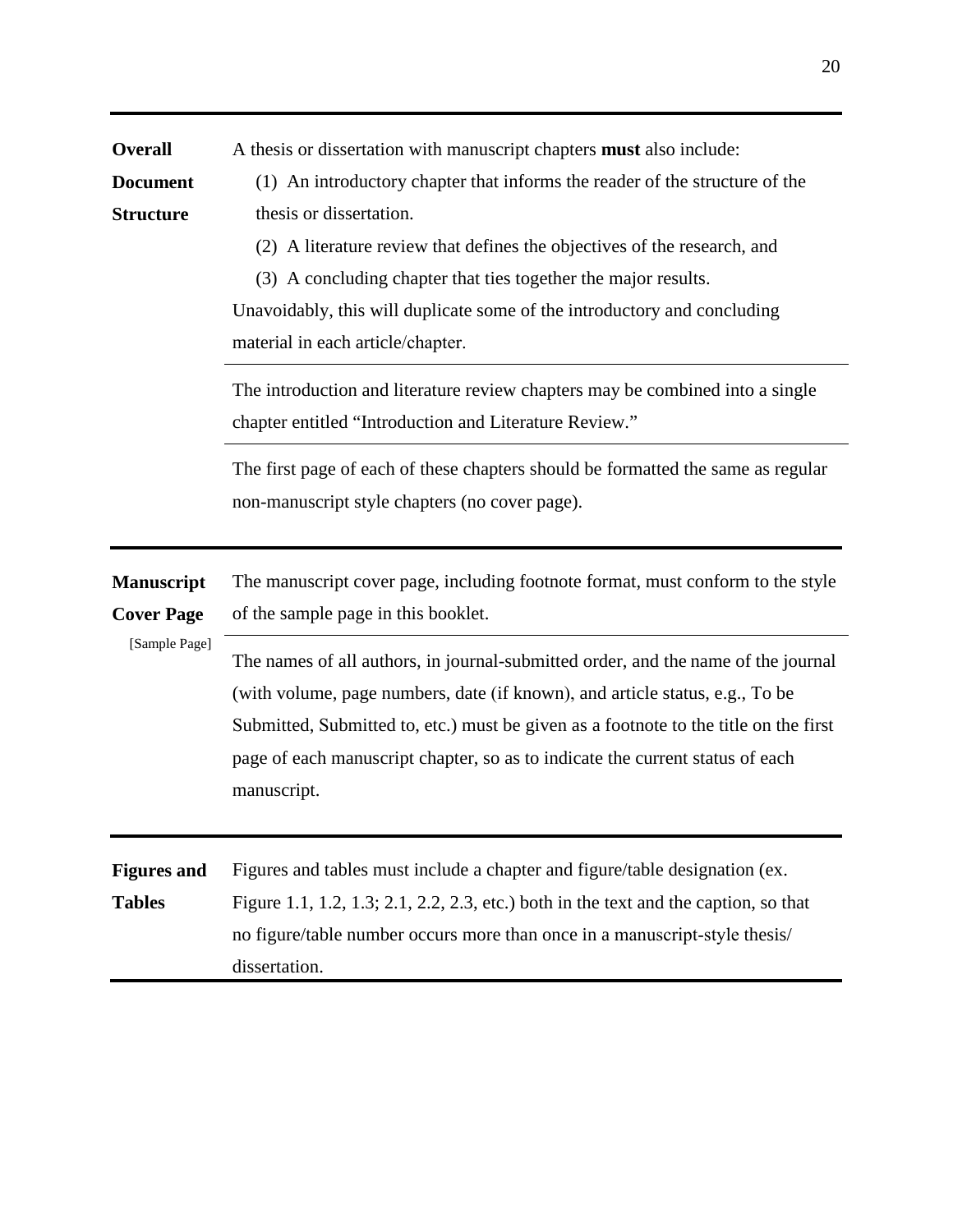| | |
|---|---|
| **Overall Document Structure** | A thesis or dissertation with manuscript chapters **must** also include:<br>(1) An introductory chapter that informs the reader of the structure of the thesis or dissertation.<br>(2) A literature review that defines the objectives of the research, and<br>(3) A concluding chapter that ties together the major results.<br>Unavoidably, this will duplicate some of the introductory and concluding material in each article/chapter. |
| | The introduction and literature review chapters may be combined into a single chapter entitled "Introduction and Literature Review." |
| | The first page of each of these chapters should be formatted the same as regular non-manuscript style chapters (no cover page). |
| **Manuscript Cover Page** [Sample Page] | The manuscript cover page, including footnote format, must conform to the style of the sample page in this booklet. |
| | The names of all authors, in journal-submitted order, and the name of the journal (with volume, page numbers, date (if known), and article status, e.g., To be Submitted, Submitted to, etc.) must be given as a footnote to the title on the first page of each manuscript chapter, so as to indicate the current status of each manuscript. |
| **Figures and Tables** | Figures and tables must include a chapter and figure/table designation (ex. Figure 1.1, 1.2, 1.3; 2.1, 2.2, 2.3, etc.) both in the text and the caption, so that no figure/table number occurs more than once in a manuscript-style thesis/ dissertation. |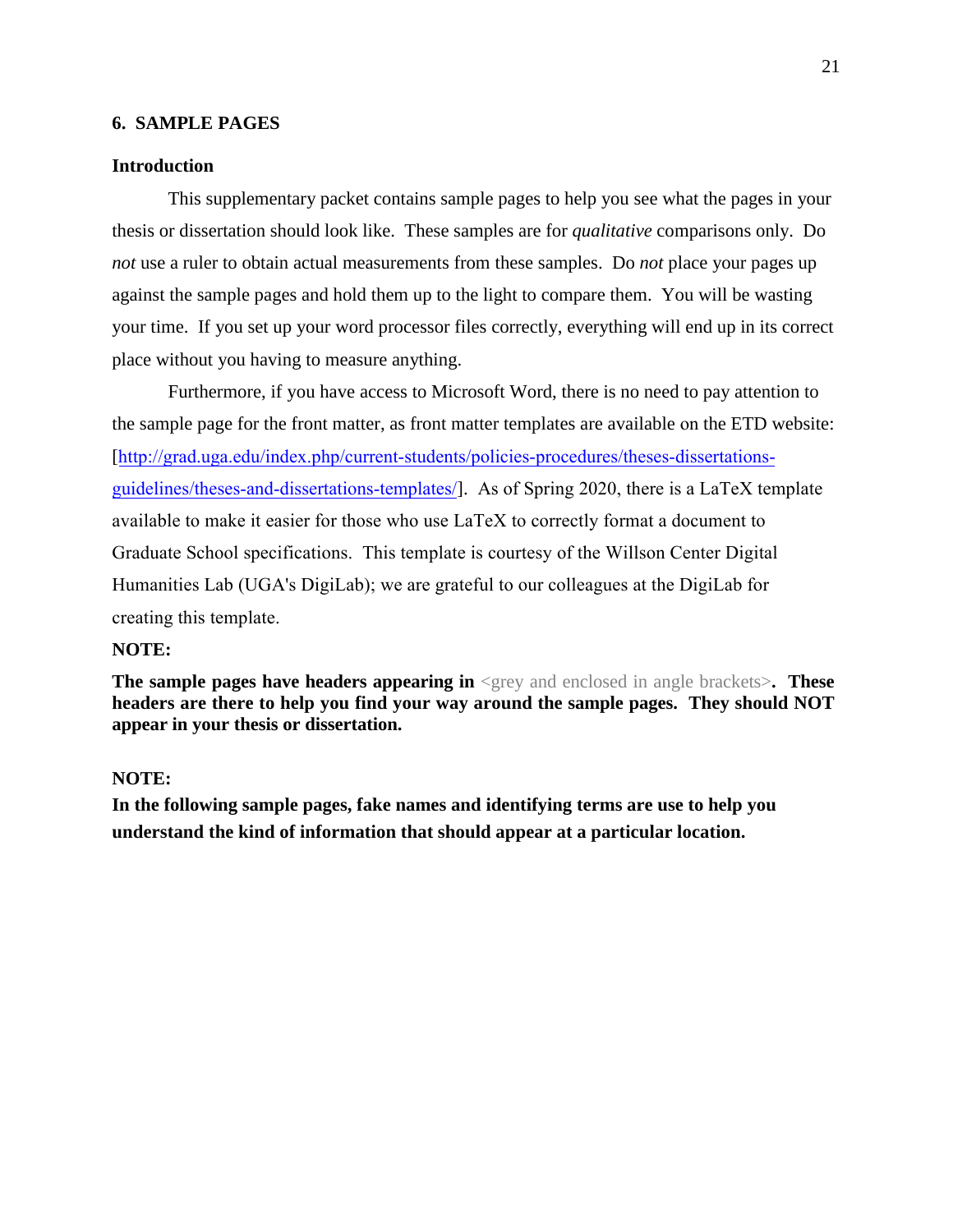## 6. SAMPLE PAGES

### Introduction

This supplementary packet contains sample pages to help you see what the pages in your thesis or dissertation should look like. These samples are for *qualitative* comparisons only. Do *not* use a ruler to obtain actual measurements from these samples. Do *not* place your pages up against the sample pages and hold them up to the light to compare them. You will be wasting your time. If you set up your word processor files correctly, everything will end up in its correct place without you having to measure anything.

Furthermore, if you have access to Microsoft Word, there is no need to pay attention to the sample page for the front matter, as front matter templates are available on the ETD website: [http://grad.uga.edu/index.php/current-students/policies-procedures/theses-dissertations-guidelines/theses-and-dissertations-templates/]. As of Spring 2020, there is a LaTeX template available to make it easier for those who use LaTeX to correctly format a document to Graduate School specifications. This template is courtesy of the Willson Center Digital Humanities Lab (UGA's DigiLab); we are grateful to our colleagues at the DigiLab for creating this template.

**NOTE:**

**The sample pages have headers appearing in** <grey and enclosed in angle brackets>**. These headers are there to help you find your way around the sample pages. They should NOT appear in your thesis or dissertation.**

**NOTE:**

**In the following sample pages, fake names and identifying terms are use to help you understand the kind of information that should appear at a particular location.**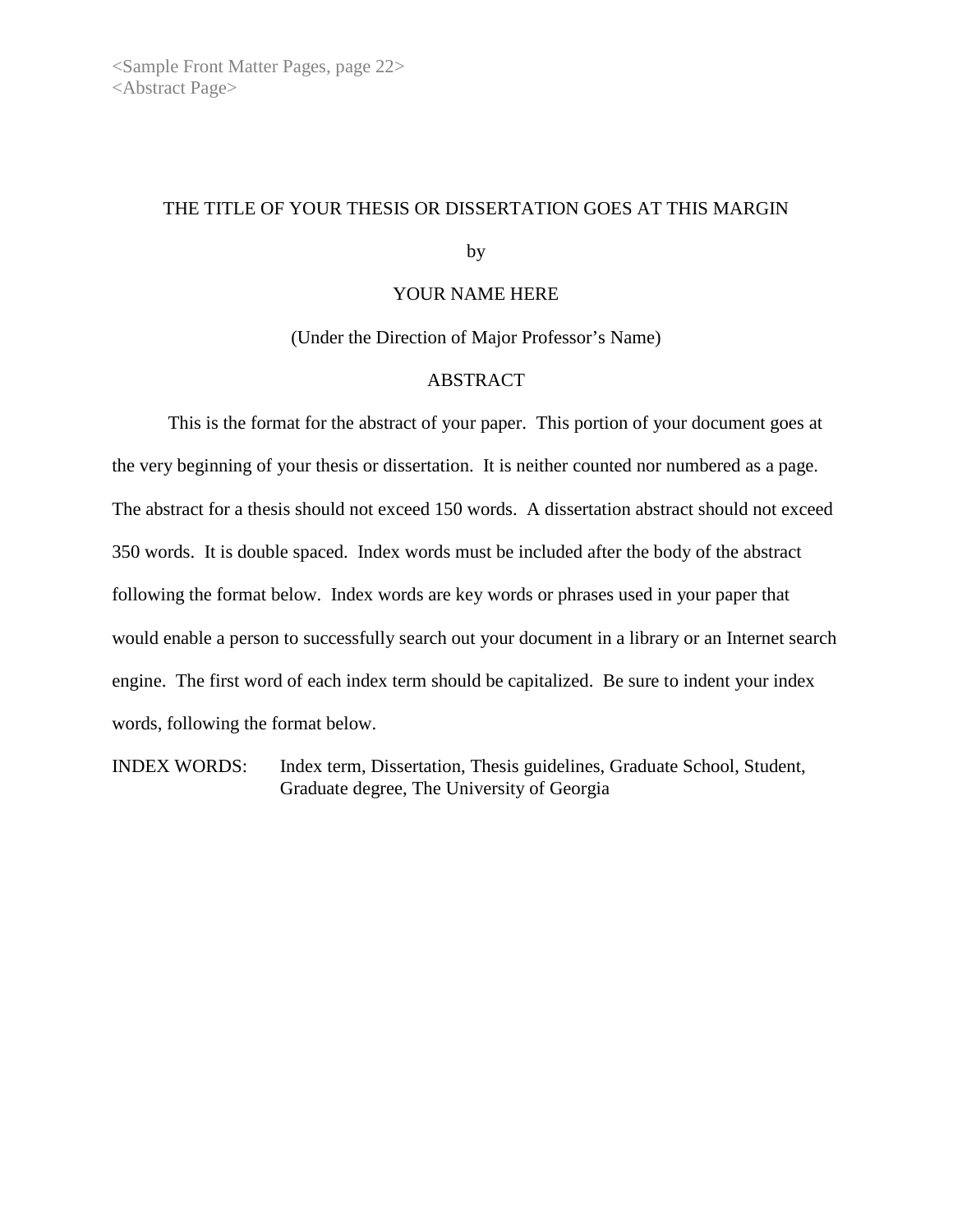<Sample Front Matter Pages, page 22>
<Abstract Page>

THE TITLE OF YOUR THESIS OR DISSERTATION GOES AT THIS MARGIN

by

YOUR NAME HERE

(Under the Direction of Major Professor's Name)

ABSTRACT

This is the format for the abstract of your paper. This portion of your document goes at the very beginning of your thesis or dissertation. It is neither counted nor numbered as a page. The abstract for a thesis should not exceed 150 words. A dissertation abstract should not exceed 350 words. It is double spaced. Index words must be included after the body of the abstract following the format below. Index words are key words or phrases used in your paper that would enable a person to successfully search out your document in a library or an Internet search engine. The first word of each index term should be capitalized. Be sure to indent your index words, following the format below.

INDEX WORDS: Index term, Dissertation, Thesis guidelines, Graduate School, Student, Graduate degree, The University of Georgia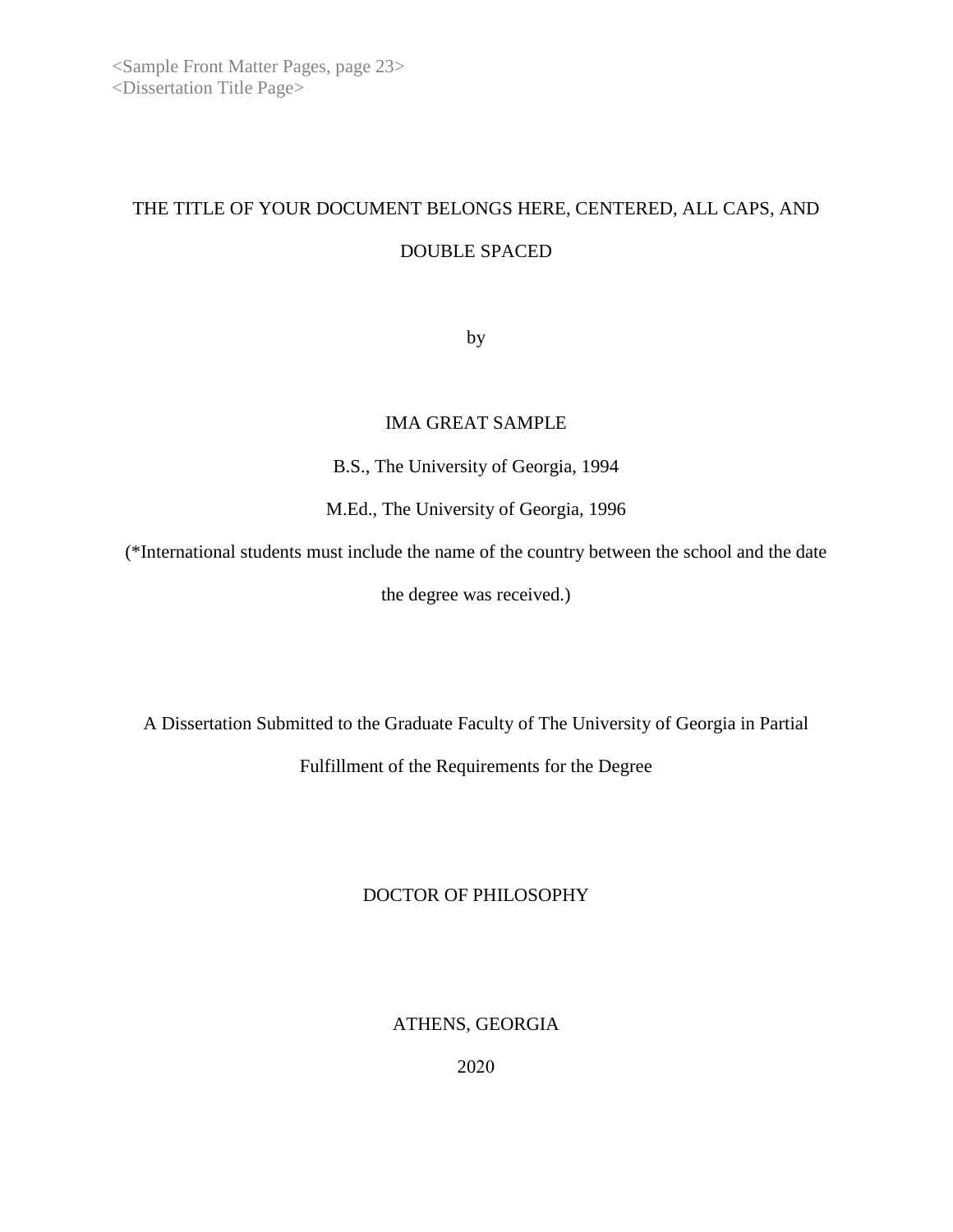<Sample Front Matter Pages, page 23>
<Dissertation Title Page>

THE TITLE OF YOUR DOCUMENT BELONGS HERE, CENTERED, ALL CAPS, AND DOUBLE SPACED

by

IMA GREAT SAMPLE

B.S., The University of Georgia, 1994

M.Ed., The University of Georgia, 1996

(*International students must include the name of the country between the school and the date the degree was received.)

A Dissertation Submitted to the Graduate Faculty of The University of Georgia in Partial Fulfillment of the Requirements for the Degree

DOCTOR OF PHILOSOPHY

ATHENS, GEORGIA

2020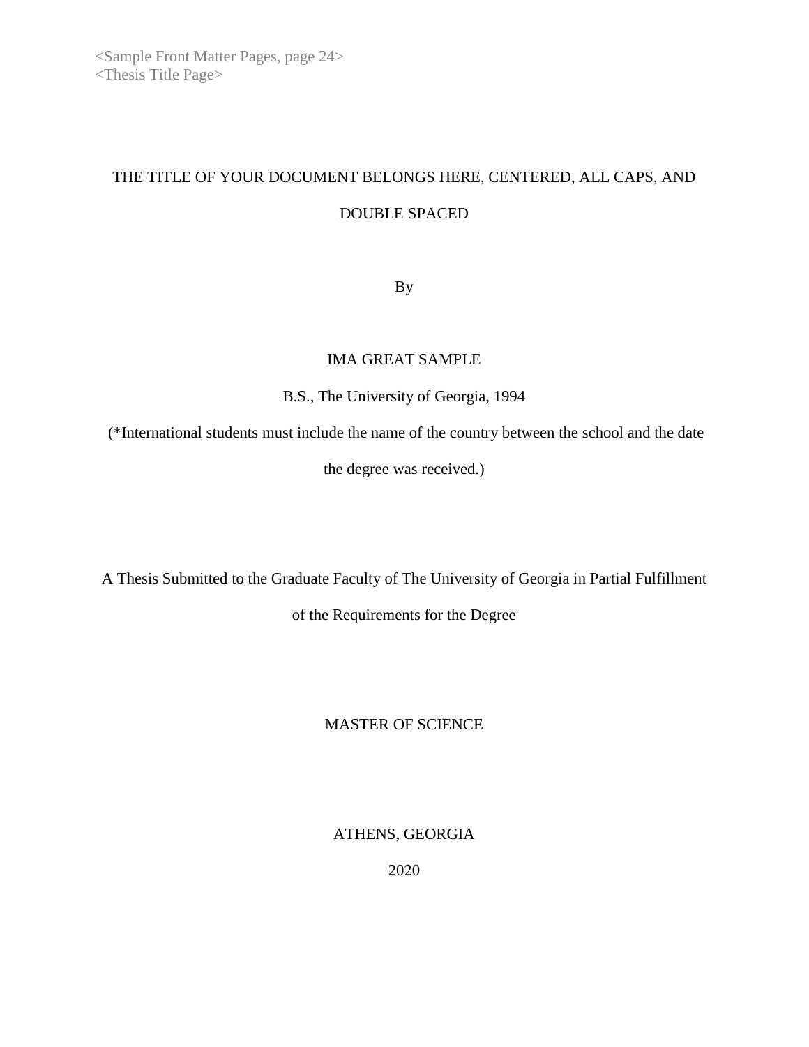<Sample Front Matter Pages, page 24>
<Thesis Title Page>

THE TITLE OF YOUR DOCUMENT BELONGS HERE, CENTERED, ALL CAPS, AND DOUBLE SPACED

By

IMA GREAT SAMPLE

B.S., The University of Georgia, 1994

(*International students must include the name of the country between the school and the date the degree was received.)

A Thesis Submitted to the Graduate Faculty of The University of Georgia in Partial Fulfillment of the Requirements for the Degree

MASTER OF SCIENCE

ATHENS, GEORGIA

2020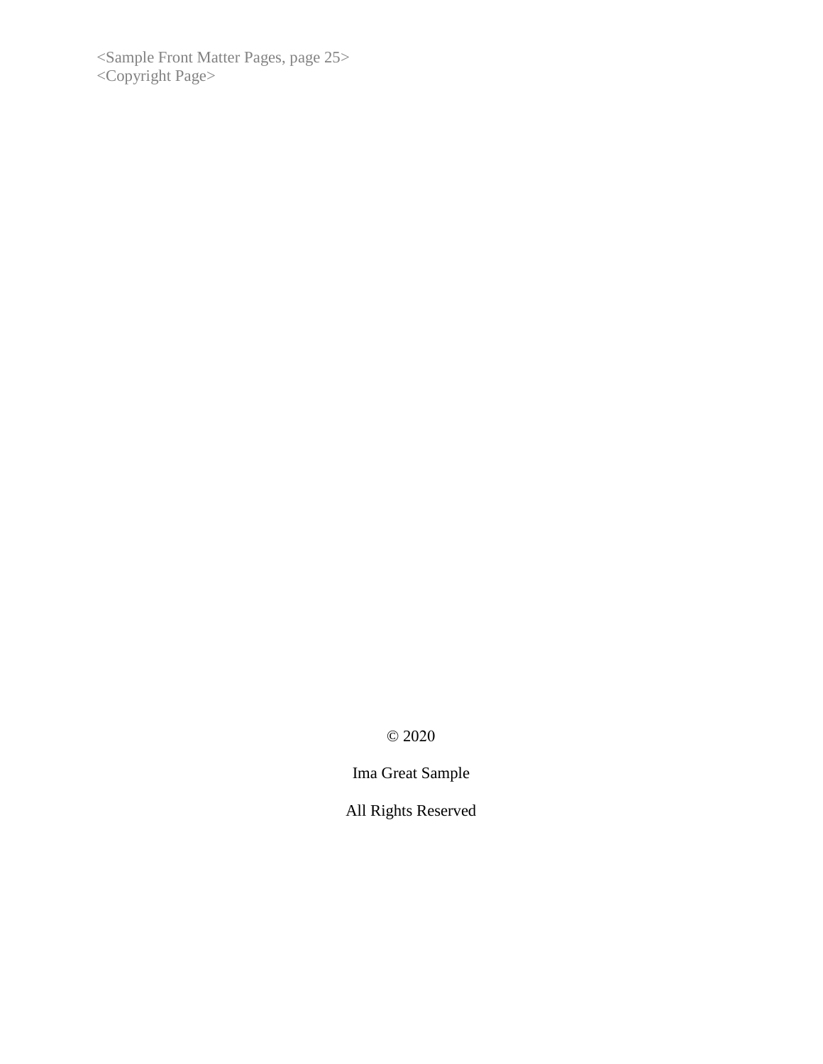<Sample Front Matter Pages, page 25>
<Copyright Page>

© 2020

Ima Great Sample

All Rights Reserved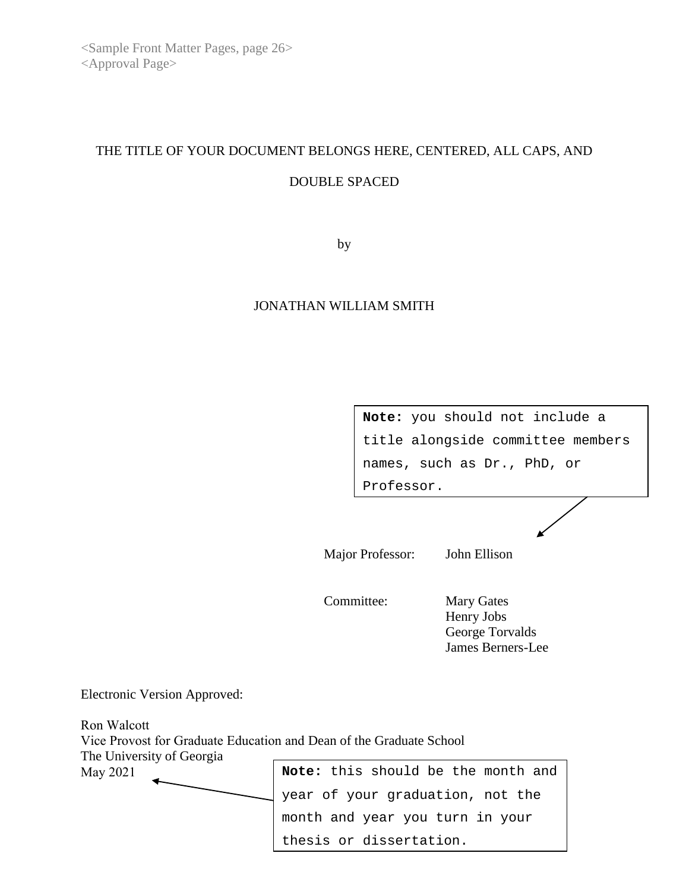<Sample Front Matter Pages, page 26>
<Approval Page>

THE TITLE OF YOUR DOCUMENT BELONGS HERE, CENTERED, ALL CAPS, AND DOUBLE SPACED

by

JONATHAN WILLIAM SMITH

**Note:** you should not include a title alongside committee members names, such as Dr., PhD, or Professor.

Major Professor: John Ellison

Committee: Mary Gates
Henry Jobs
George Torvalds
James Berners-Lee

Electronic Version Approved:

Ron Walcott
Vice Provost for Graduate Education and Dean of the Graduate School
The University of Georgia
May 2021

**Note:** this should be the month and year of your graduation, not the month and year you turn in your thesis or dissertation.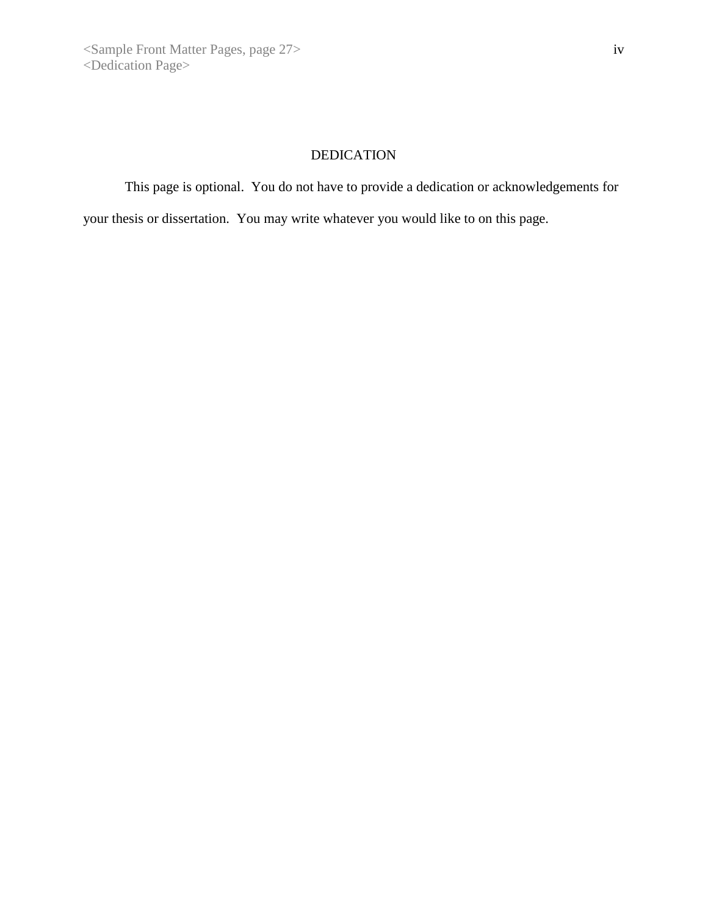<Sample Front Matter Pages, page 27>
<Dedication Page>

# DEDICATION

This page is optional. You do not have to provide a dedication or acknowledgements for your thesis or dissertation. You may write whatever you would like to on this page.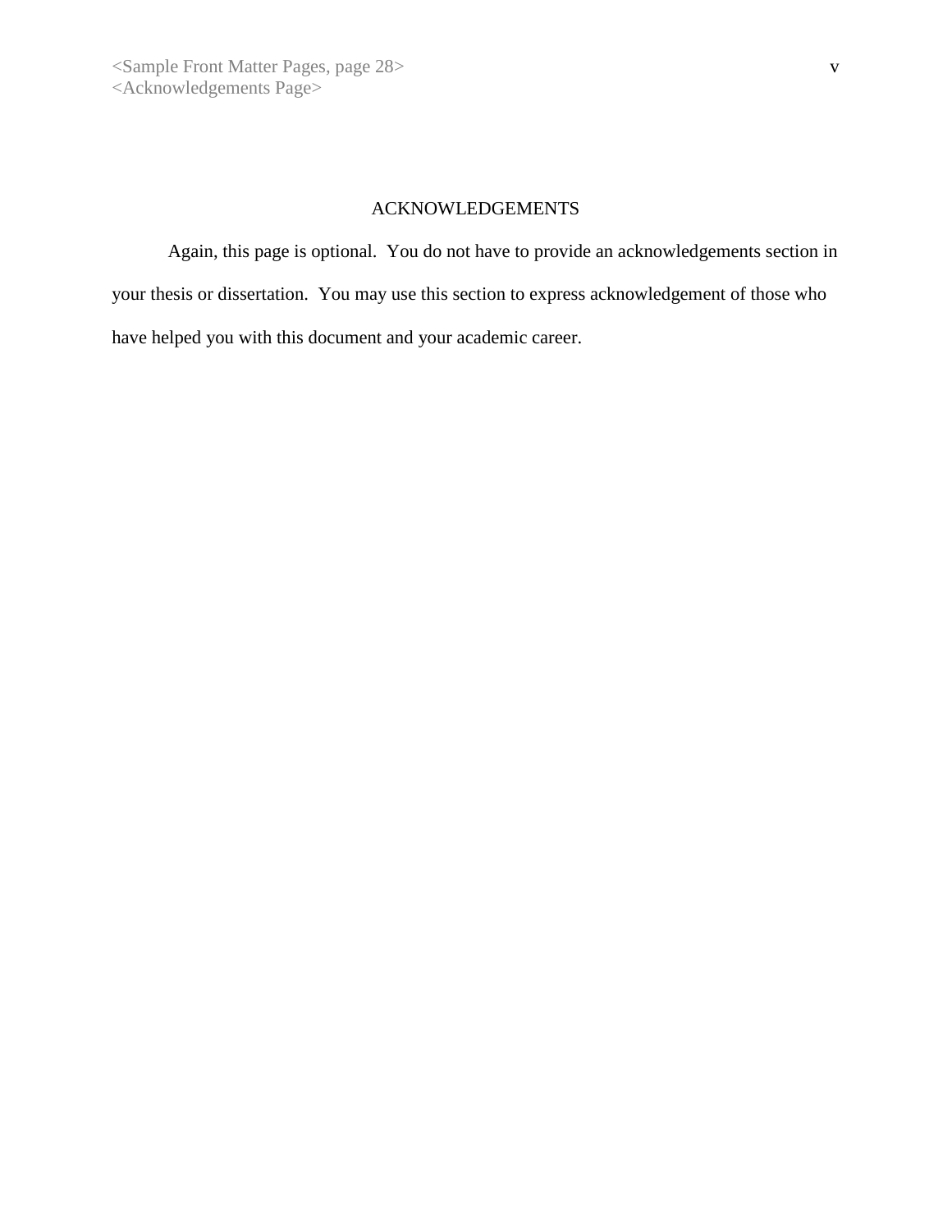<Sample Front Matter Pages, page 28>
<Acknowledgements Page>

# ACKNOWLEDGEMENTS

Again, this page is optional. You do not have to provide an acknowledgements section in your thesis or dissertation. You may use this section to express acknowledgement of those who have helped you with this document and your academic career.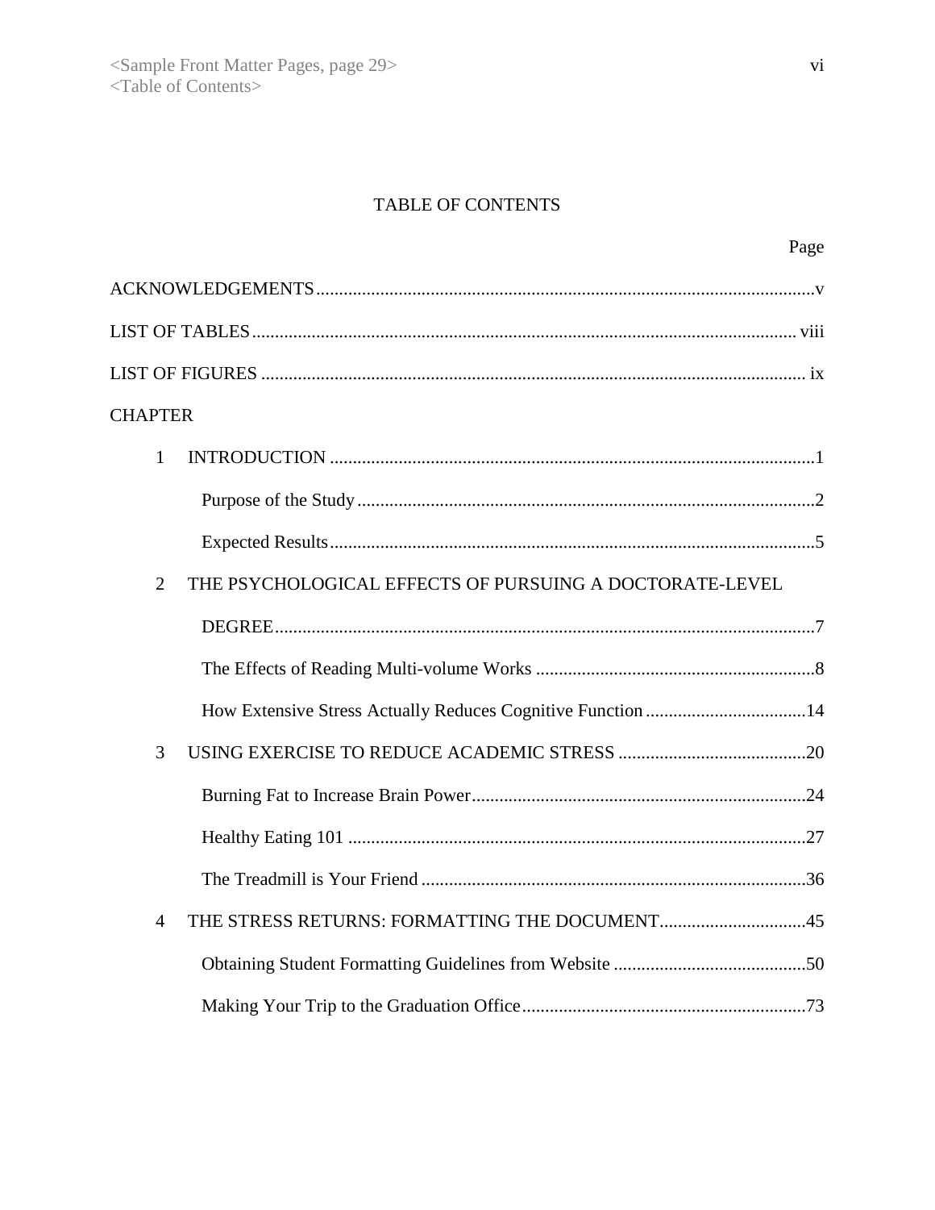# TABLE OF CONTENTS

| | Page |
|---|---|
| ACKNOWLEDGEMENTS | v |
| LIST OF TABLES | viii |
| LIST OF FIGURES | ix |
| CHAPTER | |
| 1 INTRODUCTION | 1 |
| Purpose of the Study | 2 |
| Expected Results | 5 |
| 2 THE PSYCHOLOGICAL EFFECTS OF PURSUING A DOCTORATE-LEVEL DEGREE | 7 |
| The Effects of Reading Multi-volume Works | 8 |
| How Extensive Stress Actually Reduces Cognitive Function | 14 |
| 3 USING EXERCISE TO REDUCE ACADEMIC STRESS | 20 |
| Burning Fat to Increase Brain Power | 24 |
| Healthy Eating 101 | 27 |
| The Treadmill is Your Friend | 36 |
| 4 THE STRESS RETURNS: FORMATTING THE DOCUMENT | 45 |
| Obtaining Student Formatting Guidelines from Website | 50 |
| Making Your Trip to the Graduation Office | 73 |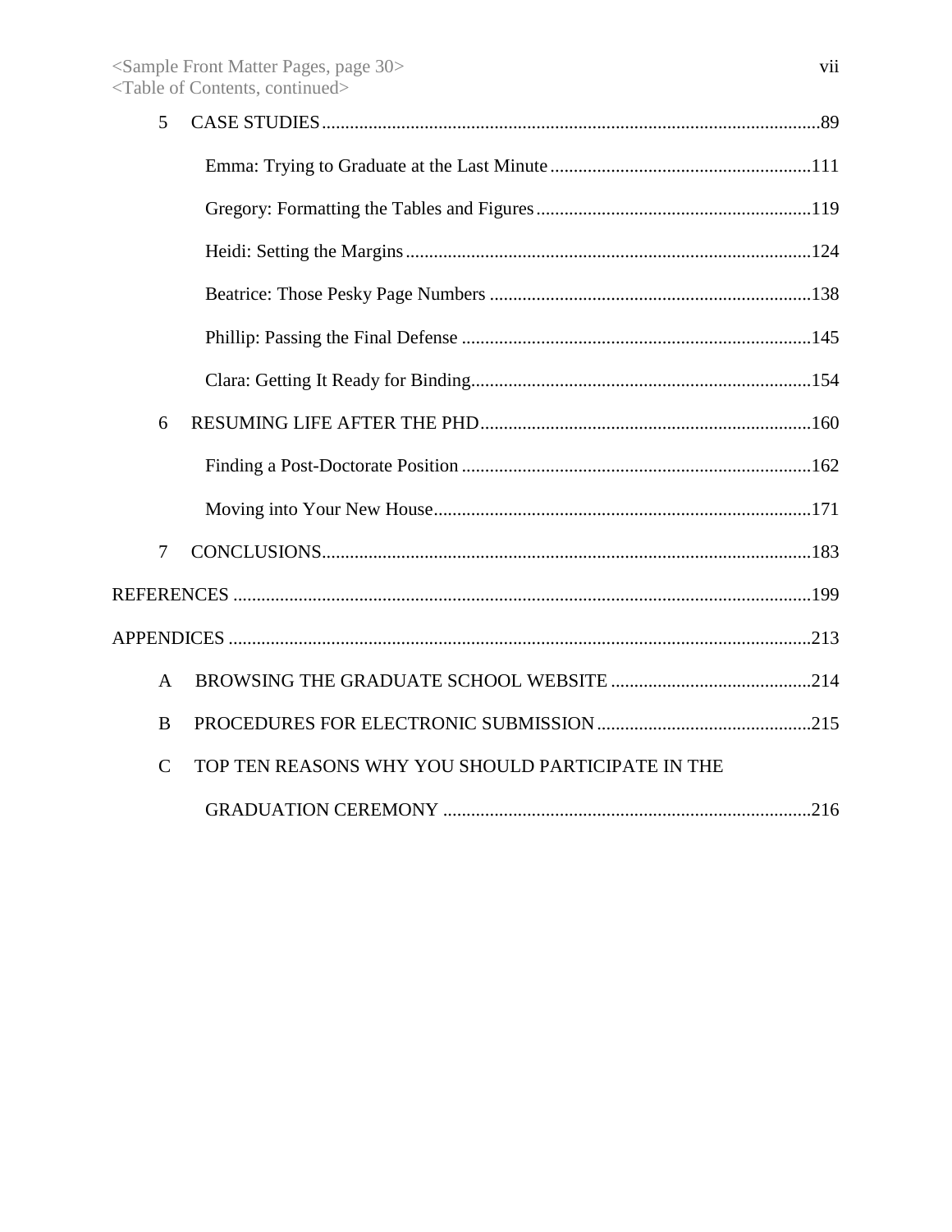<Sample Front Matter Pages, page 30>
<Table of Contents, continued>

5 CASE STUDIES ..........................................................................................................89

Emma: Trying to Graduate at the Last Minute ........................................................111

Gregory: Formatting the Tables and Figures ...........................................................119

Heidi: Setting the Margins .......................................................................................124

Beatrice: Those Pesky Page Numbers .....................................................................138

Phillip: Passing the Final Defense ...........................................................................145

Clara: Getting It Ready for Binding.........................................................................154

6 RESUMING LIFE AFTER THE PHD .......................................................................160

Finding a Post-Doctorate Position ...........................................................................162

Moving into Your New House.................................................................................171

7 CONCLUSIONS.........................................................................................................183

REFERENCES ...........................................................................................................................199

APPENDICES ............................................................................................................................213

A BROWSING THE GRADUATE SCHOOL WEBSITE ...........................................214

B PROCEDURES FOR ELECTRONIC SUBMISSION ..............................................215

C TOP TEN REASONS WHY YOU SHOULD PARTICIPATE IN THE GRADUATION CEREMONY ..............................................................................216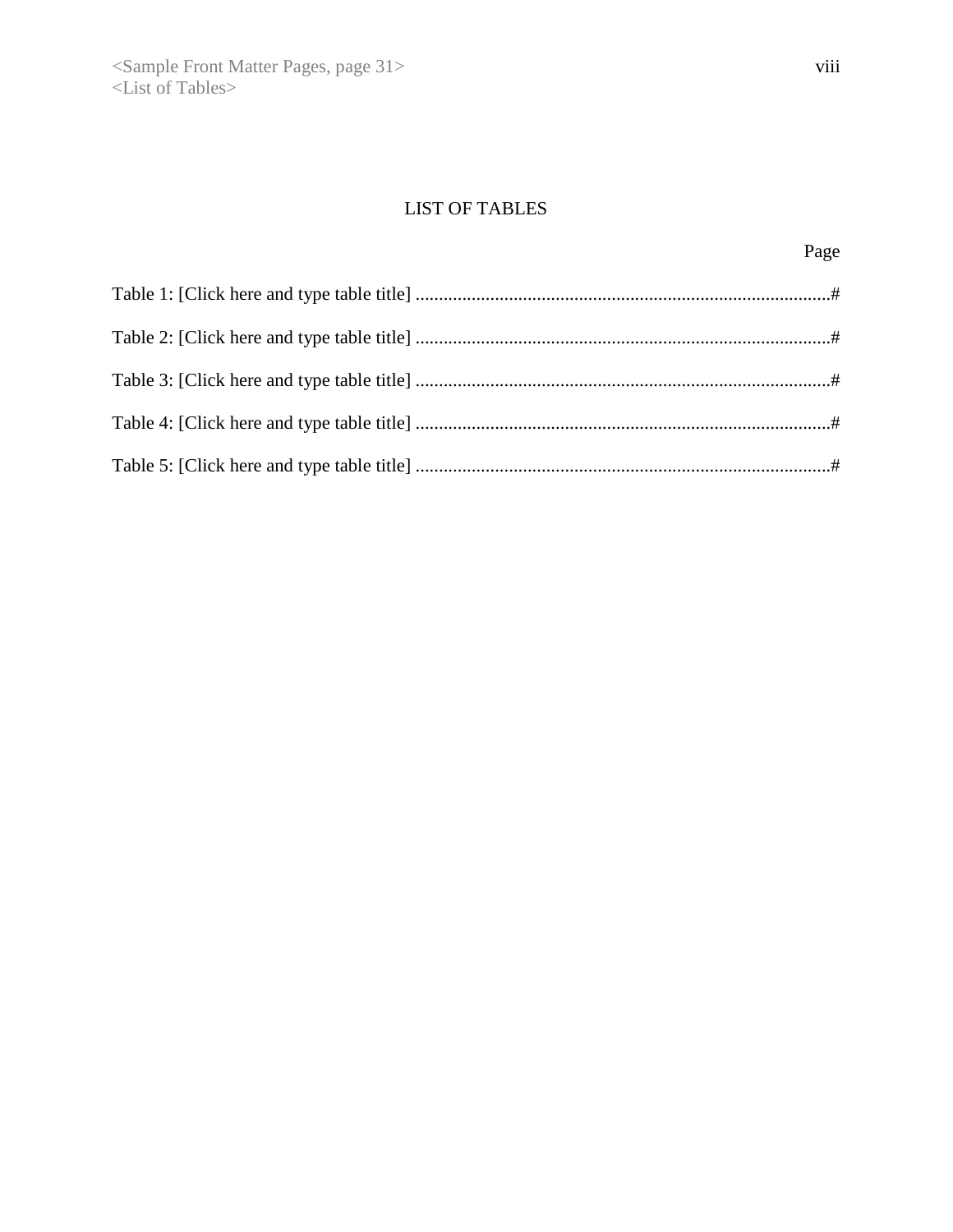# LIST OF TABLES

Page

Table 1: [Click here and type table title] ........................................................................................#

Table 2: [Click here and type table title] ........................................................................................#

Table 3: [Click here and type table title] ........................................................................................#

Table 4: [Click here and type table title] ........................................................................................#

Table 5: [Click here and type table title] ........................................................................................#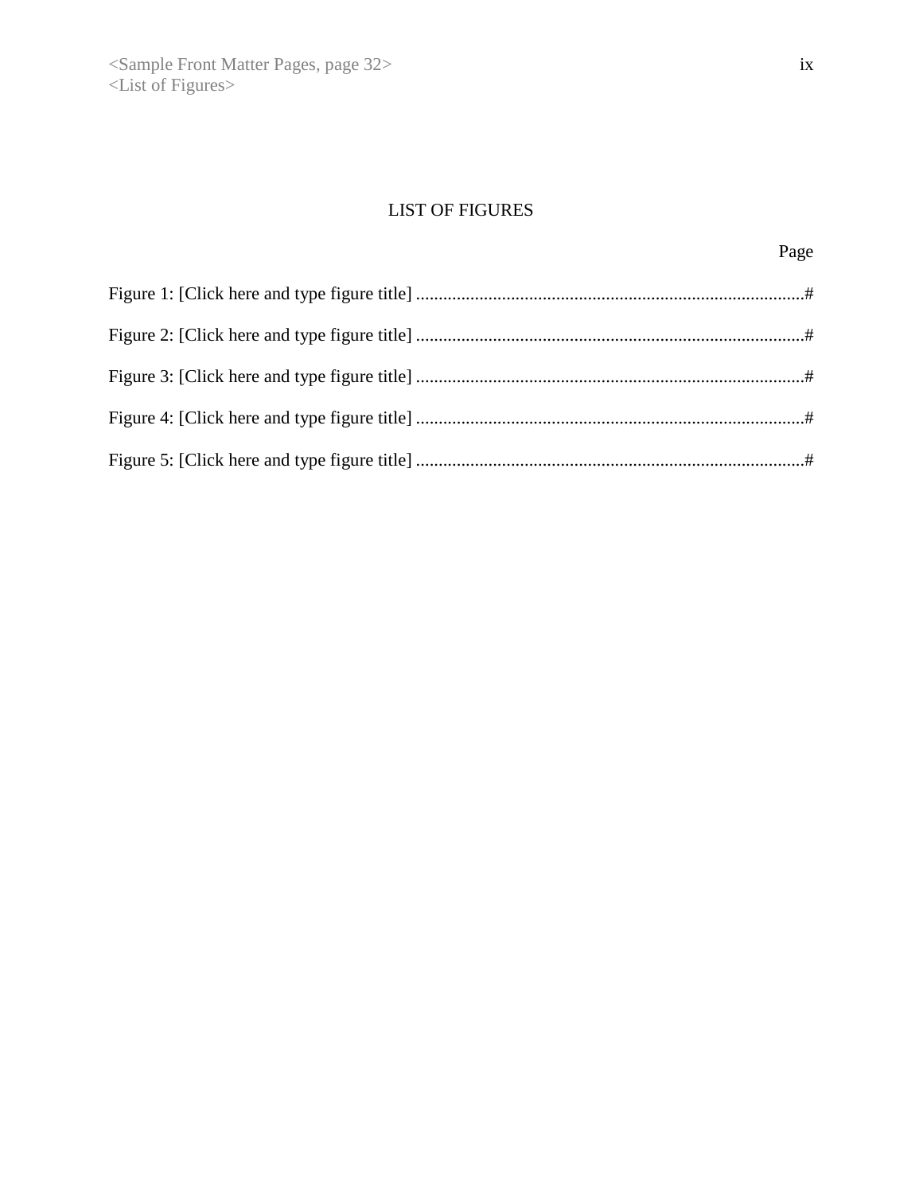# LIST OF FIGURES

Page

Figure 1: [Click here and type figure title] ......................................................................................#

Figure 2: [Click here and type figure title] ......................................................................................#

Figure 3: [Click here and type figure title] ......................................................................................#

Figure 4: [Click here and type figure title] ......................................................................................#

Figure 5: [Click here and type figure title] ......................................................................................#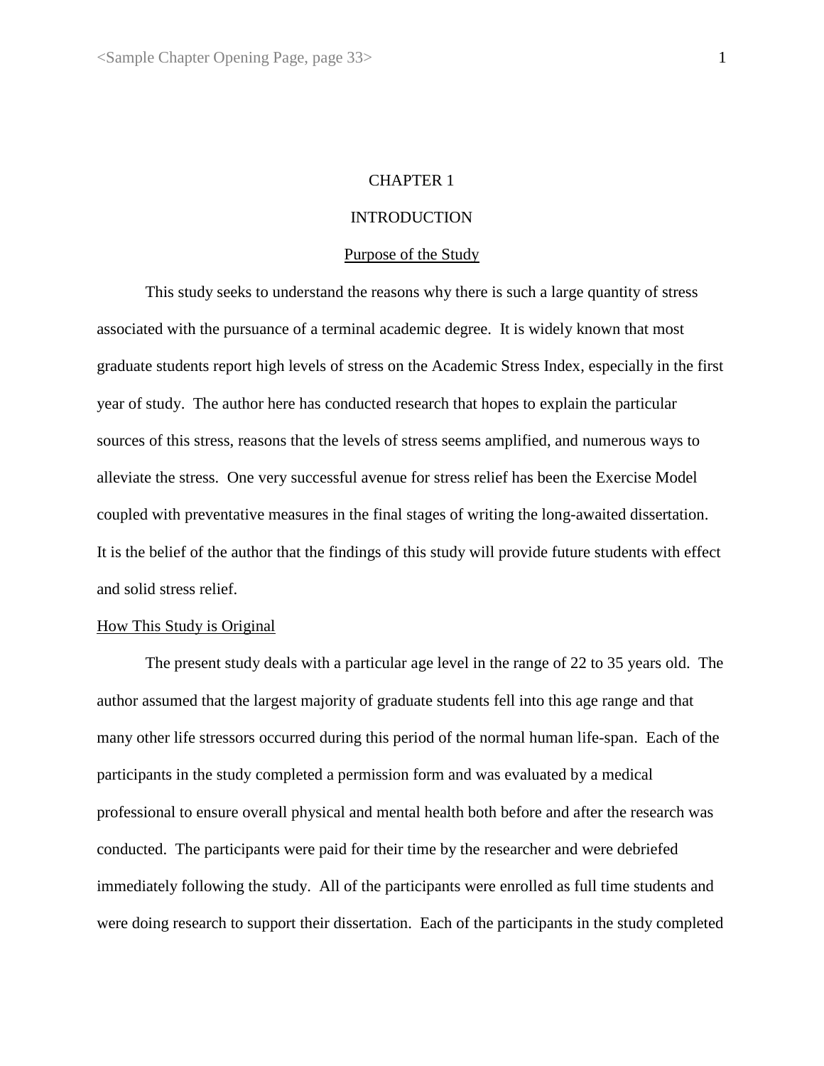# CHAPTER 1

# INTRODUCTION

## Purpose of the Study

This study seeks to understand the reasons why there is such a large quantity of stress associated with the pursuance of a terminal academic degree. It is widely known that most graduate students report high levels of stress on the Academic Stress Index, especially in the first year of study. The author here has conducted research that hopes to explain the particular sources of this stress, reasons that the levels of stress seems amplified, and numerous ways to alleviate the stress. One very successful avenue for stress relief has been the Exercise Model coupled with preventative measures in the final stages of writing the long-awaited dissertation. It is the belief of the author that the findings of this study will provide future students with effect and solid stress relief.

### How This Study is Original

The present study deals with a particular age level in the range of 22 to 35 years old. The author assumed that the largest majority of graduate students fell into this age range and that many other life stressors occurred during this period of the normal human life-span. Each of the participants in the study completed a permission form and was evaluated by a medical professional to ensure overall physical and mental health both before and after the research was conducted. The participants were paid for their time by the researcher and were debriefed immediately following the study. All of the participants were enrolled as full time students and were doing research to support their dissertation. Each of the participants in the study completed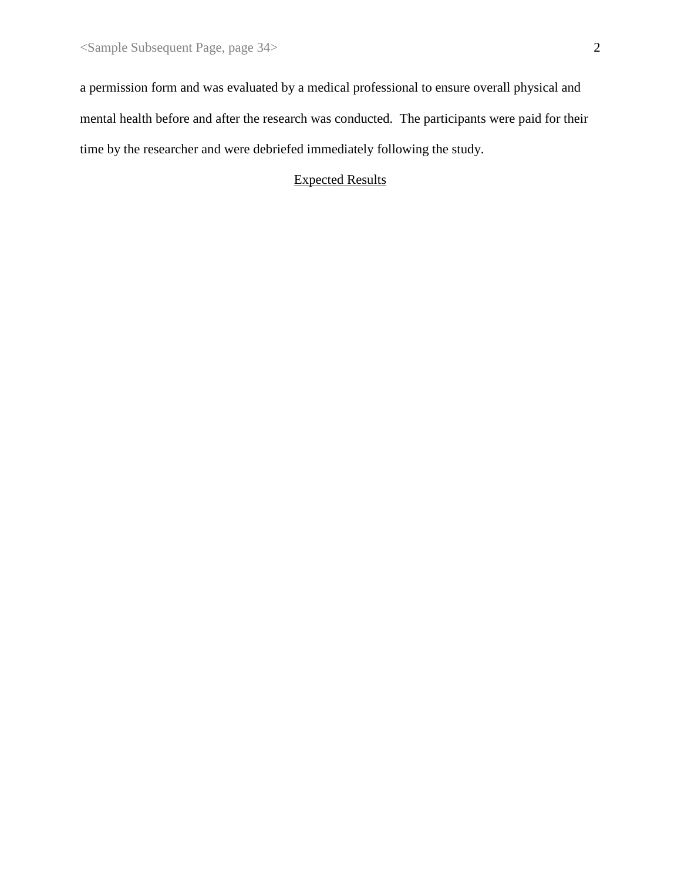a permission form and was evaluated by a medical professional to ensure overall physical and mental health before and after the research was conducted. The participants were paid for their time by the researcher and were debriefed immediately following the study.

## Expected Results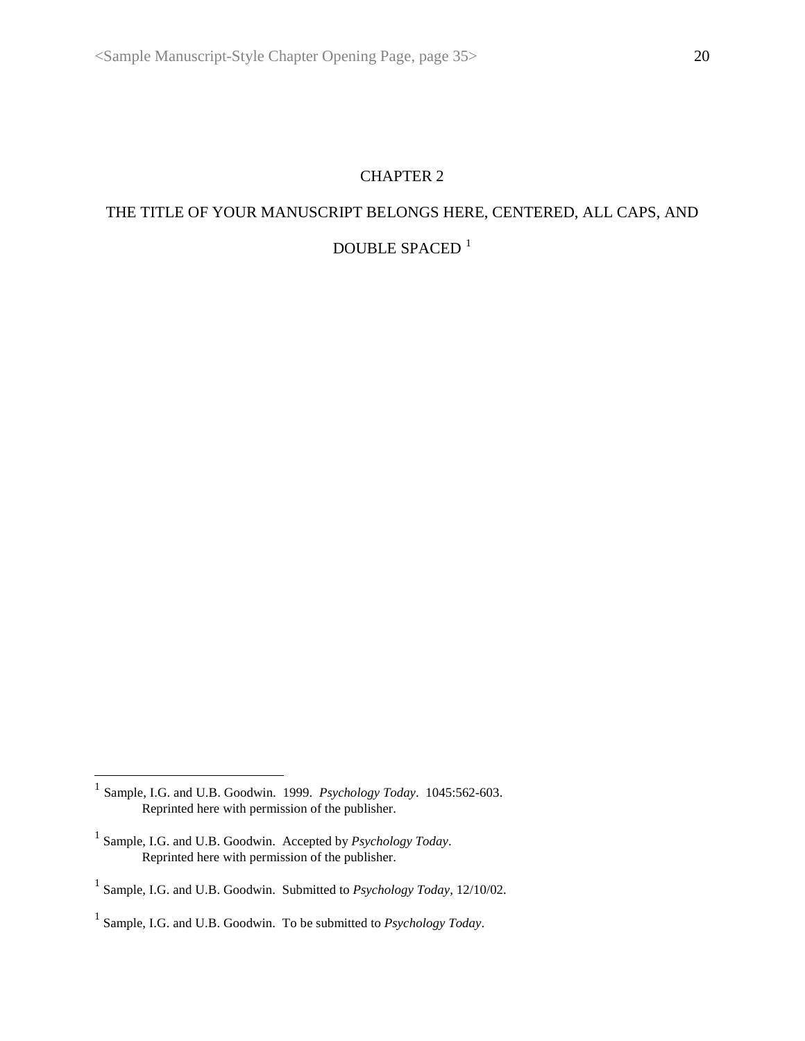<Sample Manuscript-Style Chapter Opening Page, page 35>

# CHAPTER 2

# THE TITLE OF YOUR MANUSCRIPT BELONGS HERE, CENTERED, ALL CAPS, AND DOUBLE SPACED [1]

---

[1] Sample, I.G. and U.B. Goodwin. 1999. *Psychology Today*. 1045:562-603. Reprinted here with permission of the publisher.

[1] Sample, I.G. and U.B. Goodwin. Accepted by *Psychology Today*. Reprinted here with permission of the publisher.

[1] Sample, I.G. and U.B. Goodwin. Submitted to *Psychology Today*, 12/10/02.

[1] Sample, I.G. and U.B. Goodwin. To be submitted to *Psychology Today*.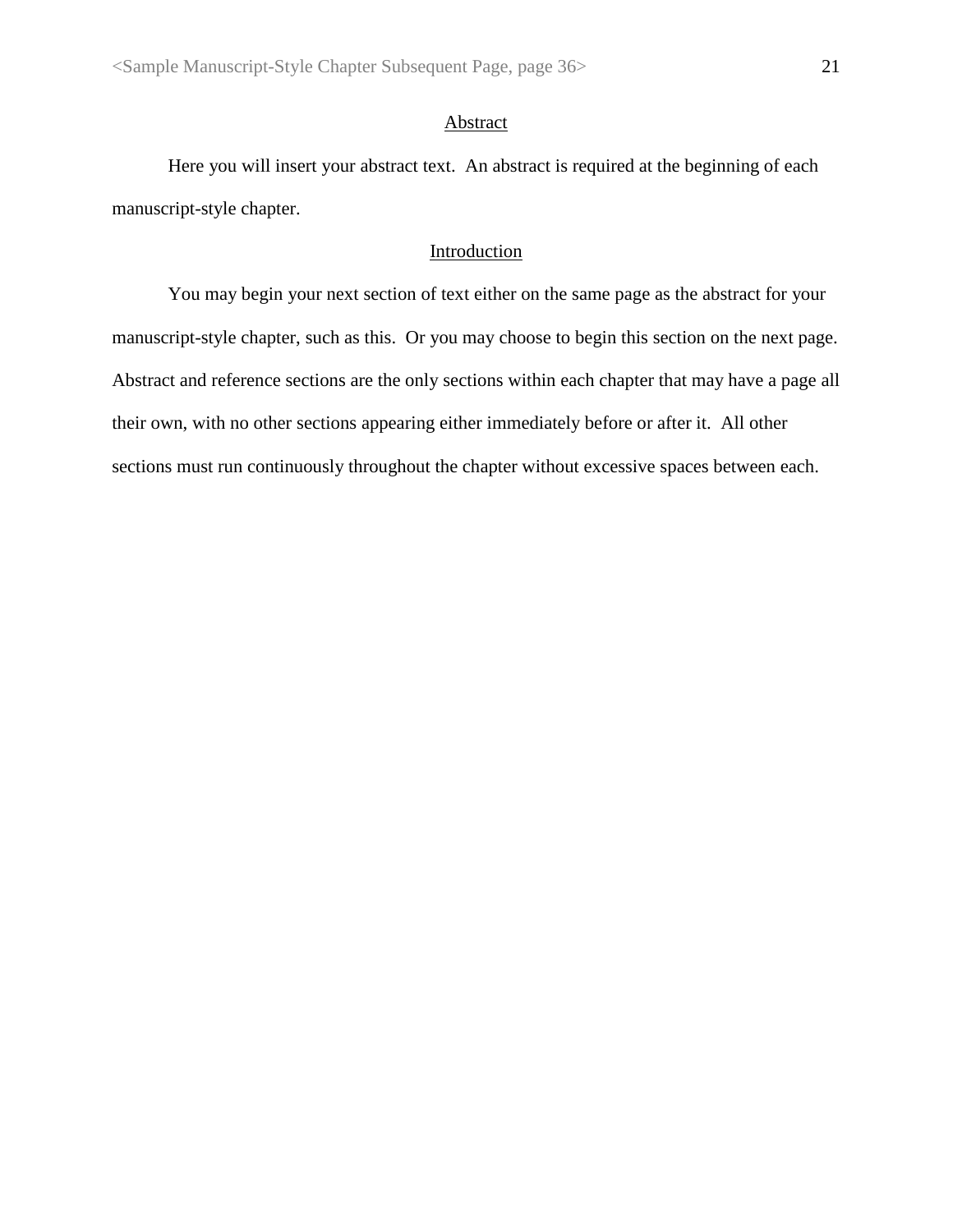## Abstract

Here you will insert your abstract text. An abstract is required at the beginning of each manuscript-style chapter.

## Introduction

You may begin your next section of text either on the same page as the abstract for your manuscript-style chapter, such as this. Or you may choose to begin this section on the next page. Abstract and reference sections are the only sections within each chapter that may have a page all their own, with no other sections appearing either immediately before or after it. All other sections must run continuously throughout the chapter without excessive spaces between each.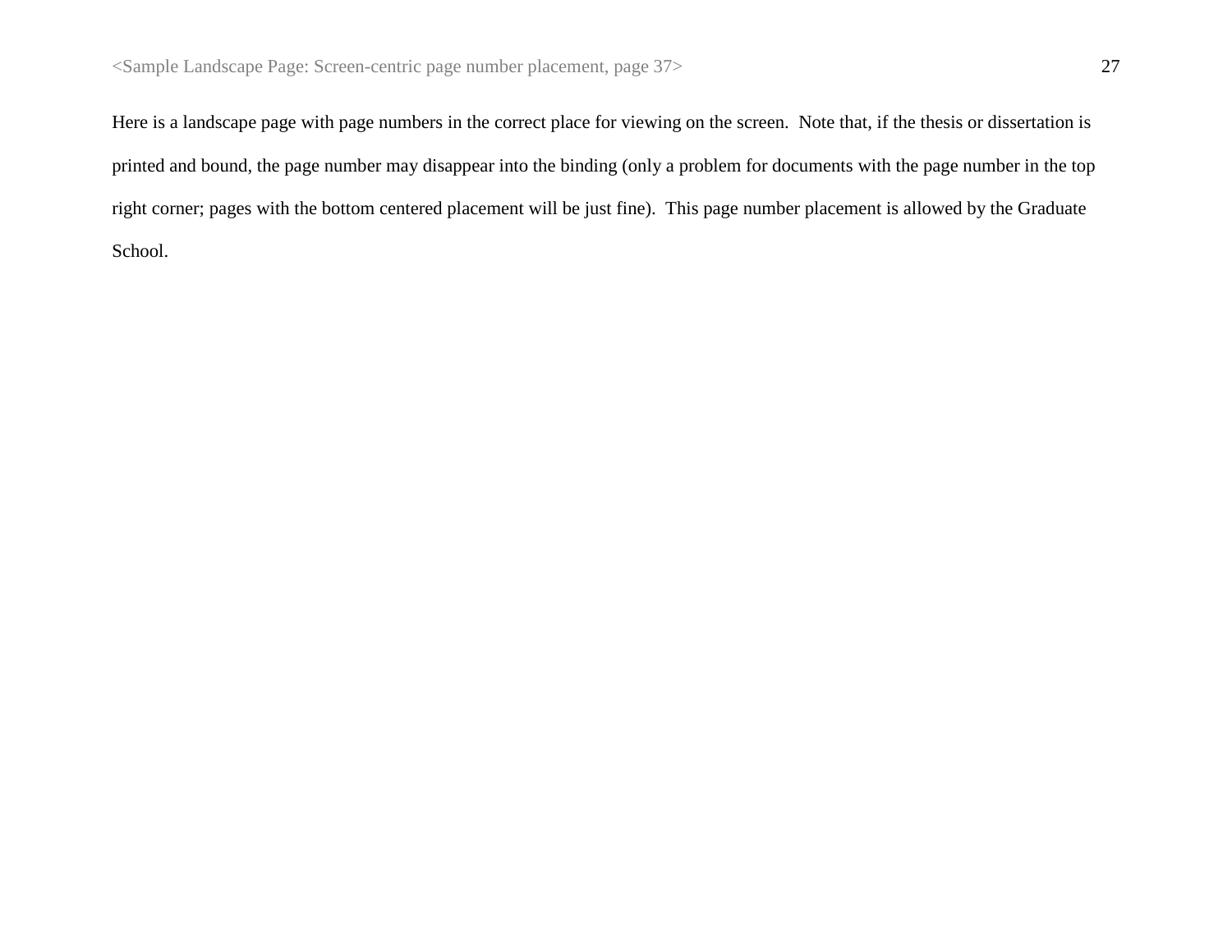<Sample Landscape Page: Screen-centric page number placement, page 37>

Here is a landscape page with page numbers in the correct place for viewing on the screen. Note that, if the thesis or dissertation is printed and bound, the page number may disappear into the binding (only a problem for documents with the page number in the top right corner; pages with the bottom centered placement will be just fine). This page number placement is allowed by the Graduate School.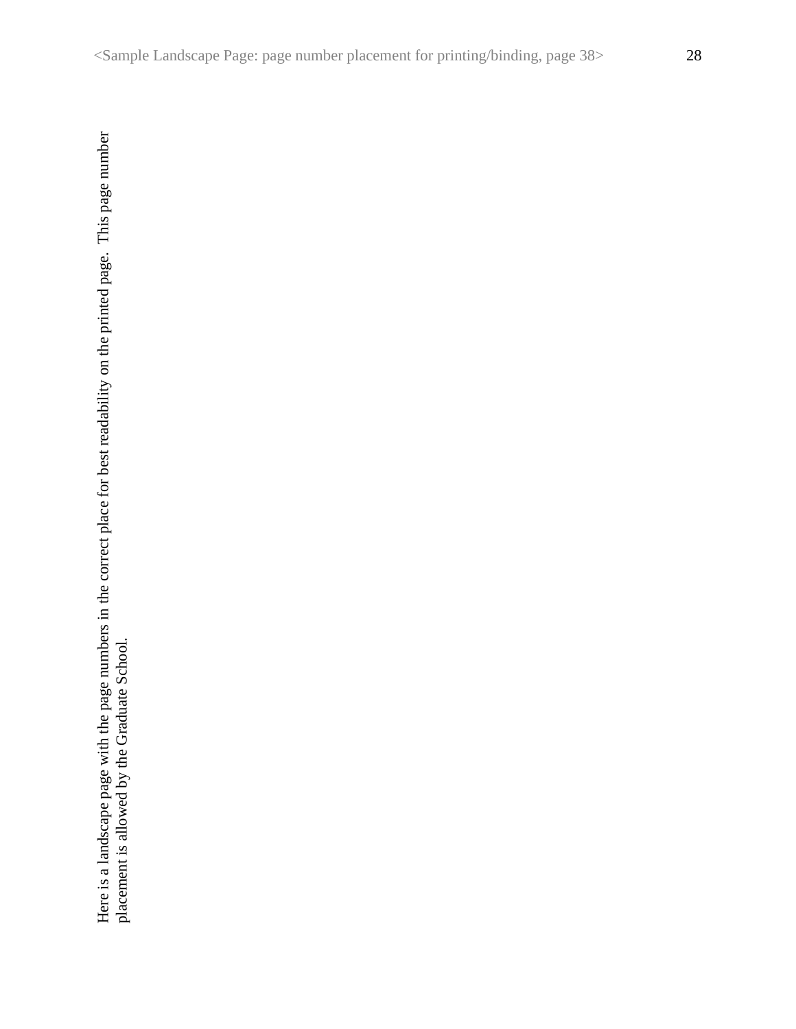Here is a landscape page with the page numbers in the correct place for best readability on the printed page. This page number placement is allowed by the Graduate School.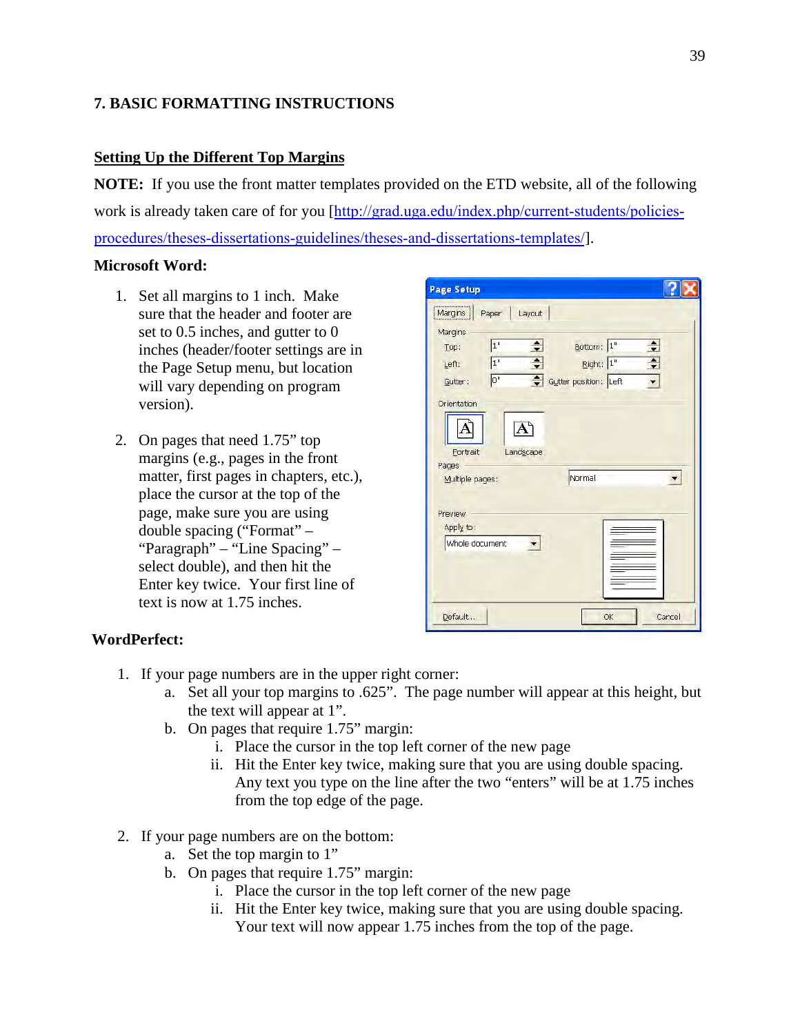## 7. BASIC FORMATTING INSTRUCTIONS

### Setting Up the Different Top Margins

**NOTE:** If you use the front matter templates provided on the ETD website, all of the following work is already taken care of for you [http://grad.uga.edu/index.php/current-students/policies-procedures/theses-dissertations-guidelines/theses-and-dissertations-templates/].

**Microsoft Word:**

1. Set all margins to 1 inch. Make sure that the header and footer are set to 0.5 inches, and gutter to 0 inches (header/footer settings are in the Page Setup menu, but location will vary depending on program version).

2. On pages that need 1.75" top margins (e.g., pages in the front matter, first pages in chapters, etc.), place the cursor at the top of the page, make sure you are using double spacing ("Format" – "Paragraph" – "Line Spacing" – select double), and then hit the Enter key twice. Your first line of text is now at 1.75 inches.

**WordPerfect:**

1. If your page numbers are in the upper right corner:
   a. Set all your top margins to .625". The page number will appear at this height, but the text will appear at 1".
   b. On pages that require 1.75" margin:
      i. Place the cursor in the top left corner of the new page
      ii. Hit the Enter key twice, making sure that you are using double spacing. Any text you type on the line after the two "enters" will be at 1.75 inches from the top edge of the page.

2. If your page numbers are on the bottom:
   a. Set the top margin to 1"
   b. On pages that require 1.75" margin:
      i. Place the cursor in the top left corner of the new page
      ii. Hit the Enter key twice, making sure that you are using double spacing. Your text will now appear 1.75 inches from the top of the page.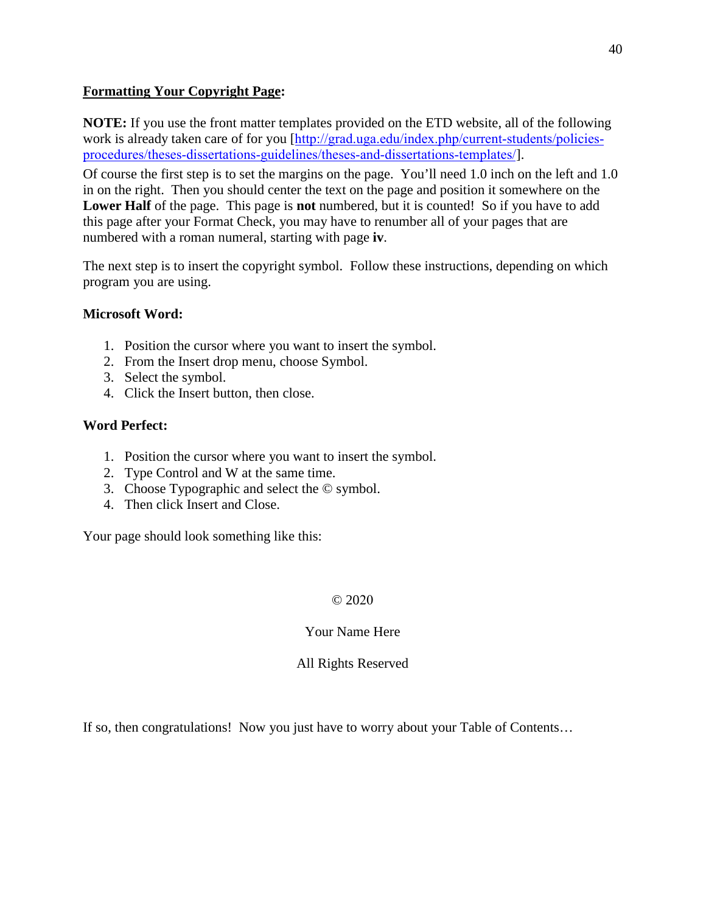**Formatting Your Copyright Page:**

**NOTE:** If you use the front matter templates provided on the ETD website, all of the following work is already taken care of for you [http://grad.uga.edu/index.php/current-students/policies-procedures/theses-dissertations-guidelines/theses-and-dissertations-templates/].

Of course the first step is to set the margins on the page. You'll need 1.0 inch on the left and 1.0 in on the right. Then you should center the text on the page and position it somewhere on the **Lower Half** of the page. This page is **not** numbered, but it is counted! So if you have to add this page after your Format Check, you may have to renumber all of your pages that are numbered with a roman numeral, starting with page **iv**.

The next step is to insert the copyright symbol. Follow these instructions, depending on which program you are using.

**Microsoft Word:**

1. Position the cursor where you want to insert the symbol.
2. From the Insert drop menu, choose Symbol.
3. Select the symbol.
4. Click the Insert button, then close.

**Word Perfect:**

1. Position the cursor where you want to insert the symbol.
2. Type Control and W at the same time.
3. Choose Typographic and select the © symbol.
4. Then click Insert and Close.

Your page should look something like this:

© 2020

Your Name Here

All Rights Reserved

If so, then congratulations! Now you just have to worry about your Table of Contents…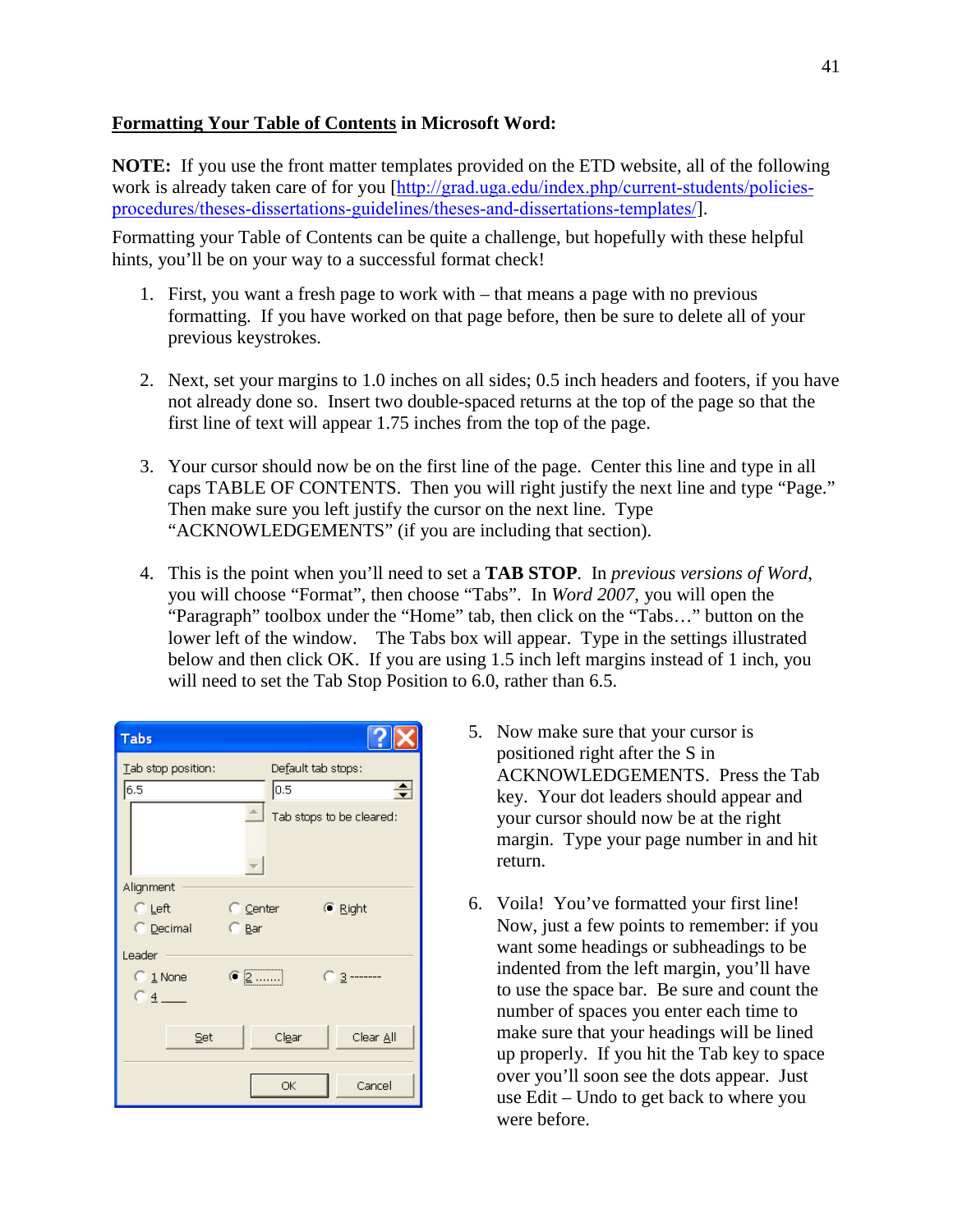## <u>Formatting Your Table of Contents</u> in Microsoft Word:

**NOTE:** If you use the front matter templates provided on the ETD website, all of the following work is already taken care of for you [http://grad.uga.edu/index.php/current-students/policies-procedures/theses-dissertations-guidelines/theses-and-dissertations-templates/].

Formatting your Table of Contents can be quite a challenge, but hopefully with these helpful hints, you'll be on your way to a successful format check!

1. First, you want a fresh page to work with – that means a page with no previous formatting. If you have worked on that page before, then be sure to delete all of your previous keystrokes.

2. Next, set your margins to 1.0 inches on all sides; 0.5 inch headers and footers, if you have not already done so. Insert two double-spaced returns at the top of the page so that the first line of text will appear 1.75 inches from the top of the page.

3. Your cursor should now be on the first line of the page. Center this line and type in all caps TABLE OF CONTENTS. Then you will right justify the next line and type "Page." Then make sure you left justify the cursor on the next line. Type "ACKNOWLEDGEMENTS" (if you are including that section).

4. This is the point when you'll need to set a **TAB STOP**. In *previous versions of Word*, you will choose "Format", then choose "Tabs". In *Word 2007*, you will open the "Paragraph" toolbox under the "Home" tab, then click on the "Tabs…" button on the lower left of the window. The Tabs box will appear. Type in the settings illustrated below and then click OK. If you are using 1.5 inch left margins instead of 1 inch, you will need to set the Tab Stop Position to 6.0, rather than 6.5.

5. Now make sure that your cursor is positioned right after the S in ACKNOWLEDGEMENTS. Press the Tab key. Your dot leaders should appear and your cursor should now be at the right margin. Type your page number in and hit return.

6. Voila! You've formatted your first line! Now, just a few points to remember: if you want some headings or subheadings to be indented from the left margin, you'll have to use the space bar. Be sure and count the number of spaces you enter each time to make sure that your headings will be lined up properly. If you hit the Tab key to space over you'll soon see the dots appear. Just use Edit – Undo to get back to where you were before.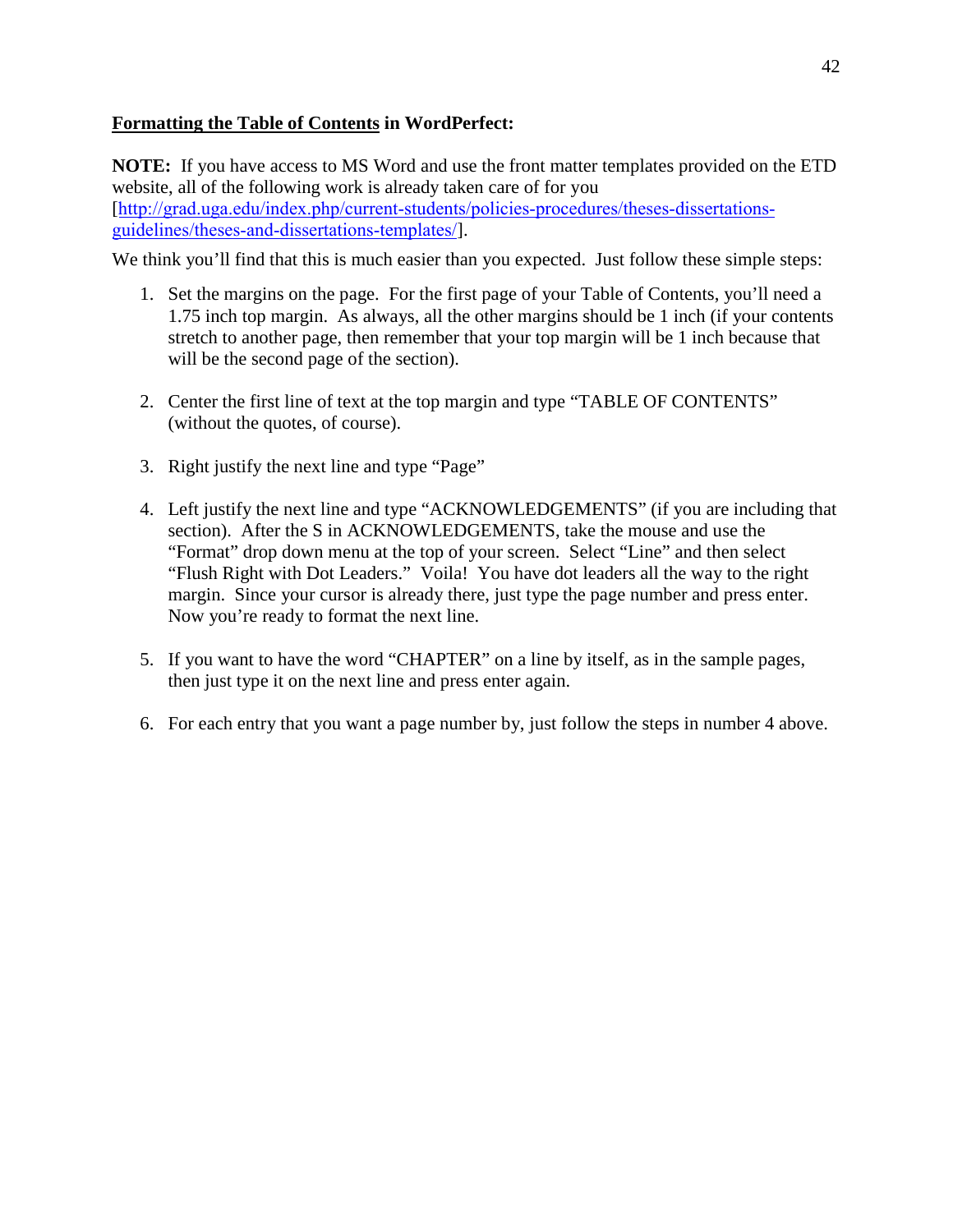**<u>Formatting the Table of Contents</u> in WordPerfect:**

**NOTE:** If you have access to MS Word and use the front matter templates provided on the ETD website, all of the following work is already taken care of for you [http://grad.uga.edu/index.php/current-students/policies-procedures/theses-dissertations-guidelines/theses-and-dissertations-templates/].

We think you'll find that this is much easier than you expected. Just follow these simple steps:

1. Set the margins on the page. For the first page of your Table of Contents, you'll need a 1.75 inch top margin. As always, all the other margins should be 1 inch (if your contents stretch to another page, then remember that your top margin will be 1 inch because that will be the second page of the section).

2. Center the first line of text at the top margin and type "TABLE OF CONTENTS" (without the quotes, of course).

3. Right justify the next line and type "Page"

4. Left justify the next line and type "ACKNOWLEDGEMENTS" (if you are including that section). After the S in ACKNOWLEDGEMENTS, take the mouse and use the "Format" drop down menu at the top of your screen. Select "Line" and then select "Flush Right with Dot Leaders." Voila! You have dot leaders all the way to the right margin. Since your cursor is already there, just type the page number and press enter. Now you're ready to format the next line.

5. If you want to have the word "CHAPTER" on a line by itself, as in the sample pages, then just type it on the next line and press enter again.

6. For each entry that you want a page number by, just follow the steps in number 4 above.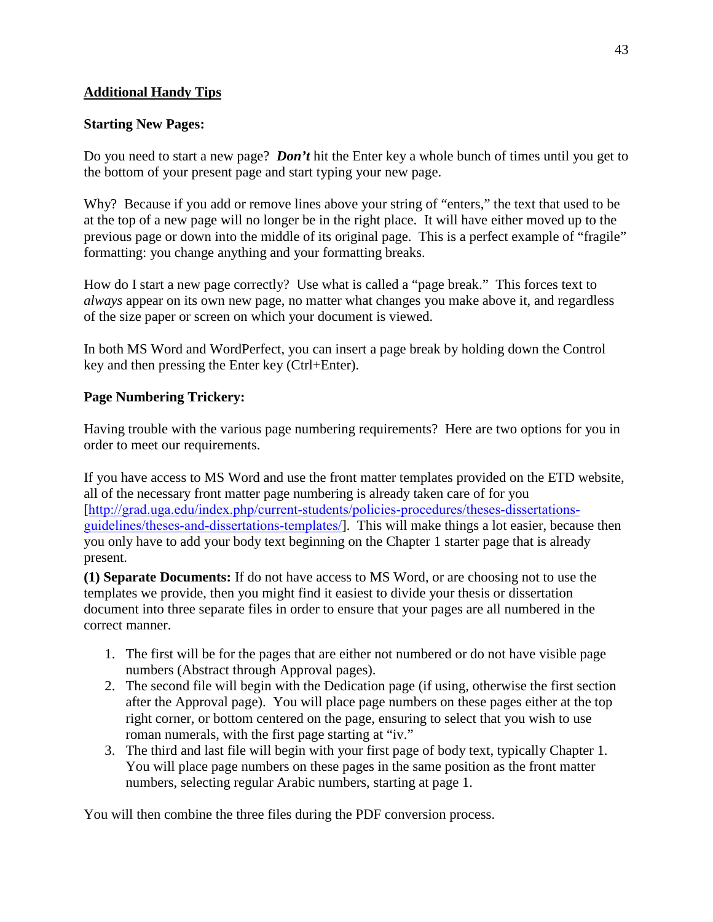## Additional Handy Tips

### Starting New Pages:

Do you need to start a new page? ***Don't*** hit the Enter key a whole bunch of times until you get to the bottom of your present page and start typing your new page.

Why? Because if you add or remove lines above your string of "enters," the text that used to be at the top of a new page will no longer be in the right place. It will have either moved up to the previous page or down into the middle of its original page. This is a perfect example of "fragile" formatting: you change anything and your formatting breaks.

How do I start a new page correctly? Use what is called a "page break." This forces text to *always* appear on its own new page, no matter what changes you make above it, and regardless of the size paper or screen on which your document is viewed.

In both MS Word and WordPerfect, you can insert a page break by holding down the Control key and then pressing the Enter key (Ctrl+Enter).

### Page Numbering Trickery:

Having trouble with the various page numbering requirements? Here are two options for you in order to meet our requirements.

If you have access to MS Word and use the front matter templates provided on the ETD website, all of the necessary front matter page numbering is already taken care of for you [http://grad.uga.edu/index.php/current-students/policies-procedures/theses-dissertations-guidelines/theses-and-dissertations-templates/]. This will make things a lot easier, because then you only have to add your body text beginning on the Chapter 1 starter page that is already present.

**(1) Separate Documents:** If do not have access to MS Word, or are choosing not to use the templates we provide, then you might find it easiest to divide your thesis or dissertation document into three separate files in order to ensure that your pages are all numbered in the correct manner.

1. The first will be for the pages that are either not numbered or do not have visible page numbers (Abstract through Approval pages).
2. The second file will begin with the Dedication page (if using, otherwise the first section after the Approval page). You will place page numbers on these pages either at the top right corner, or bottom centered on the page, ensuring to select that you wish to use roman numerals, with the first page starting at "iv."
3. The third and last file will begin with your first page of body text, typically Chapter 1. You will place page numbers on these pages in the same position as the front matter numbers, selecting regular Arabic numbers, starting at page 1.

You will then combine the three files during the PDF conversion process.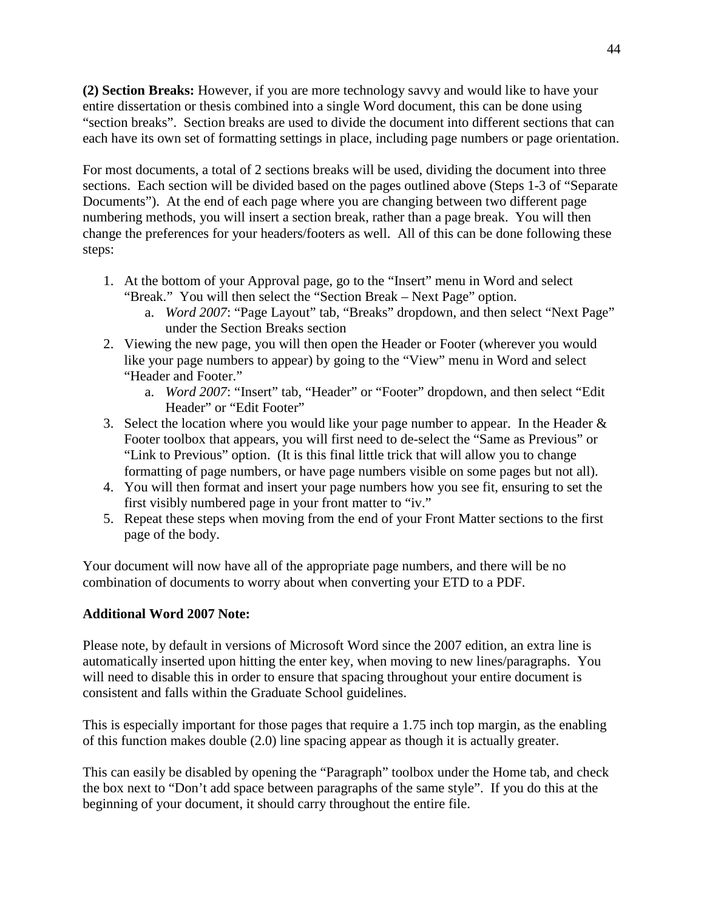**(2) Section Breaks:** However, if you are more technology savvy and would like to have your entire dissertation or thesis combined into a single Word document, this can be done using "section breaks". Section breaks are used to divide the document into different sections that can each have its own set of formatting settings in place, including page numbers or page orientation.

For most documents, a total of 2 sections breaks will be used, dividing the document into three sections. Each section will be divided based on the pages outlined above (Steps 1-3 of "Separate Documents"). At the end of each page where you are changing between two different page numbering methods, you will insert a section break, rather than a page break. You will then change the preferences for your headers/footers as well. All of this can be done following these steps:

1. At the bottom of your Approval page, go to the "Insert" menu in Word and select "Break." You will then select the "Section Break – Next Page" option.
   a. *Word 2007*: "Page Layout" tab, "Breaks" dropdown, and then select "Next Page" under the Section Breaks section
2. Viewing the new page, you will then open the Header or Footer (wherever you would like your page numbers to appear) by going to the "View" menu in Word and select "Header and Footer."
   a. *Word 2007*: "Insert" tab, "Header" or "Footer" dropdown, and then select "Edit Header" or "Edit Footer"
3. Select the location where you would like your page number to appear. In the Header & Footer toolbox that appears, you will first need to de-select the "Same as Previous" or "Link to Previous" option. (It is this final little trick that will allow you to change formatting of page numbers, or have page numbers visible on some pages but not all).
4. You will then format and insert your page numbers how you see fit, ensuring to set the first visibly numbered page in your front matter to "iv."
5. Repeat these steps when moving from the end of your Front Matter sections to the first page of the body.

Your document will now have all of the appropriate page numbers, and there will be no combination of documents to worry about when converting your ETD to a PDF.

**Additional Word 2007 Note:**

Please note, by default in versions of Microsoft Word since the 2007 edition, an extra line is automatically inserted upon hitting the enter key, when moving to new lines/paragraphs. You will need to disable this in order to ensure that spacing throughout your entire document is consistent and falls within the Graduate School guidelines.

This is especially important for those pages that require a 1.75 inch top margin, as the enabling of this function makes double (2.0) line spacing appear as though it is actually greater.

This can easily be disabled by opening the "Paragraph" toolbox under the Home tab, and check the box next to "Don't add space between paragraphs of the same style". If you do this at the beginning of your document, it should carry throughout the entire file.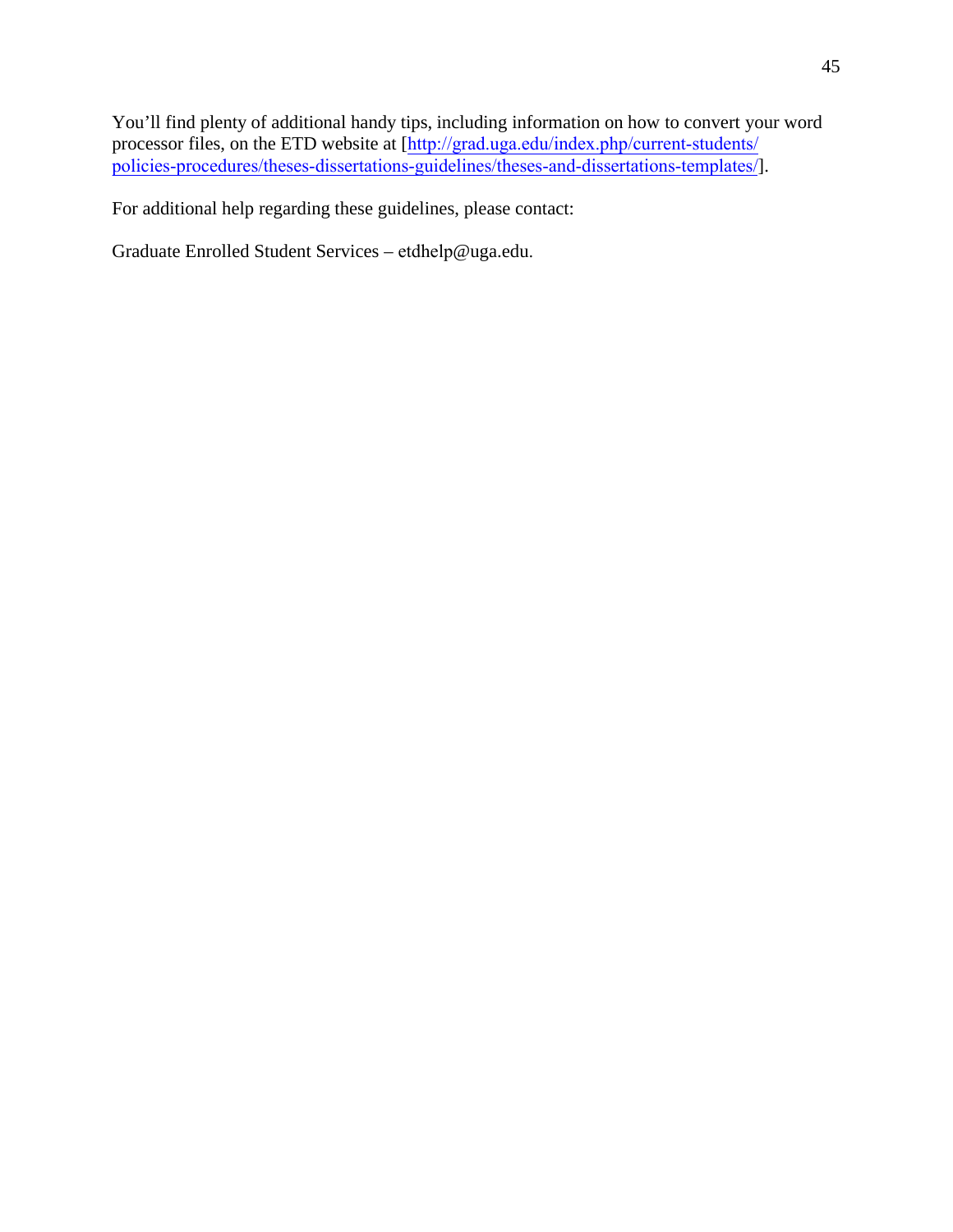You'll find plenty of additional handy tips, including information on how to convert your word processor files, on the ETD website at [http://grad.uga.edu/index.php/current-students/policies-procedures/theses-dissertations-guidelines/theses-and-dissertations-templates/].

For additional help regarding these guidelines, please contact:

Graduate Enrolled Student Services – etdhelp@uga.edu.